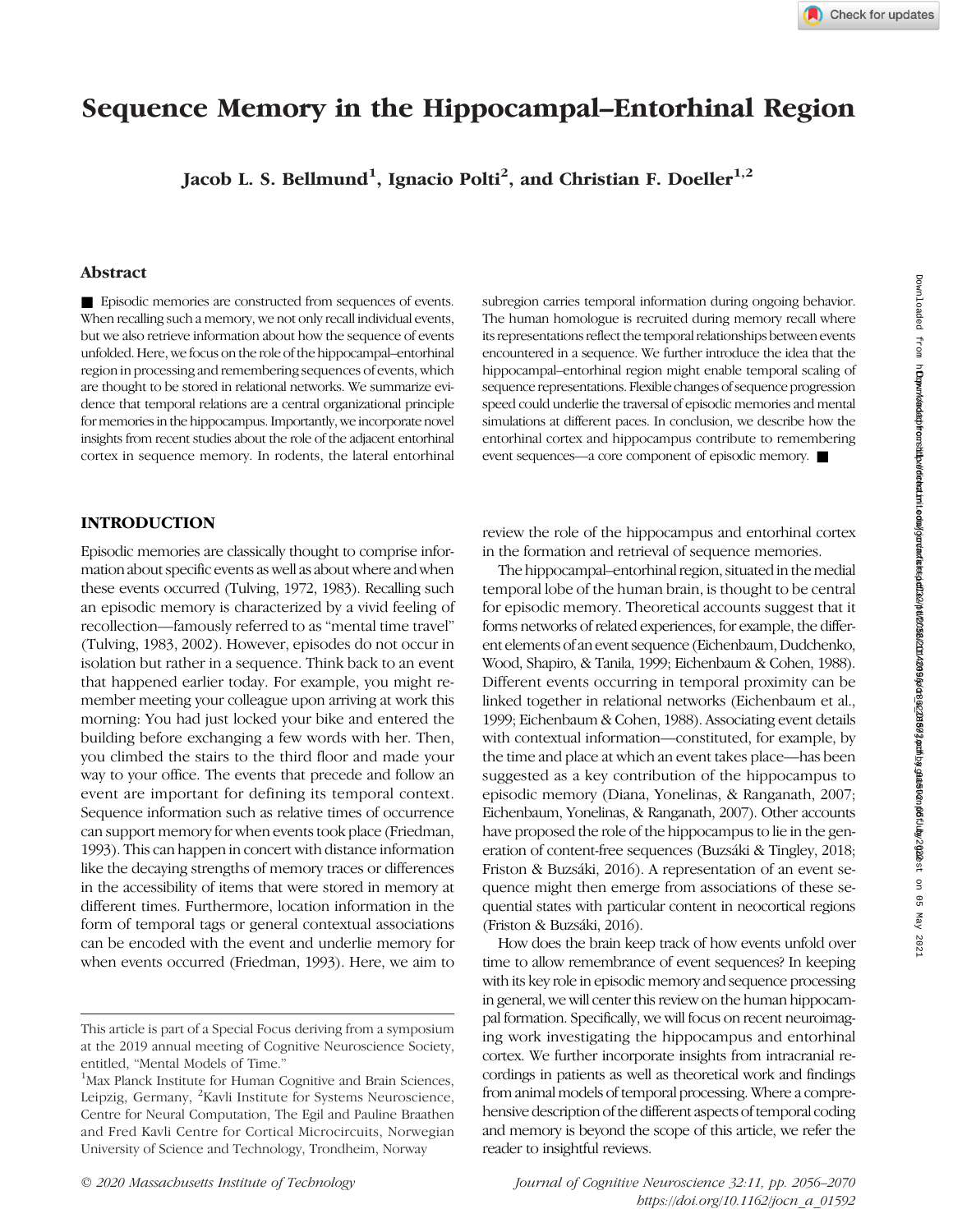# Sequence Memory in the Hippocampal–Entorhinal Region

**Jacob L. S. Bellmund[1], Ignacio Polti[2], and Christian F. Doeller[1,2]**

## Abstract

■ Episodic memories are constructed from sequences of events. When recalling such a memory, we not only recall individual events, but we also retrieve information about how the sequence of events unfolded. Here, we focus on the role of the hippocampal–entorhinal region in processing and remembering sequences of events, which are thought to be stored in relational networks. We summarize evidence that temporal relations are a central organizational principle for memories in the hippocampus. Importantly, we incorporate novel insights from recent studies about the role of the adjacent entorhinal cortex in sequence memory. In rodents, the lateral entorhinal subregion carries temporal information during ongoing behavior. The human homologue is recruited during memory recall where its representations reflect the temporal relationships between events encountered in a sequence. We further introduce the idea that the hippocampal–entorhinal region might enable temporal scaling of sequence representations. Flexible changes of sequence progression speed could underlie the traversal of episodic memories and mental simulations at different paces. In conclusion, we describe how the entorhinal cortex and hippocampus contribute to remembering event sequences—a core component of episodic memory. ■

## INTRODUCTION

Episodic memories are classically thought to comprise information about specific events as well as about where and when these events occurred (Tulving, 1972, 1983). Recalling such an episodic memory is characterized by a vivid feeling of recollection—famously referred to as "mental time travel" (Tulving, 1983, 2002). However, episodes do not occur in isolation but rather in a sequence. Think back to an event that happened earlier today. For example, you might remember meeting your colleague upon arriving at work this morning: You had just locked your bike and entered the building before exchanging a few words with her. Then, you climbed the stairs to the third floor and made your way to your office. The events that precede and follow an event are important for defining its temporal context. Sequence information such as relative times of occurrence can support memory for when events took place (Friedman, 1993). This can happen in concert with distance information like the decaying strengths of memory traces or differences in the accessibility of items that were stored in memory at different times. Furthermore, location information in the form of temporal tags or general contextual associations can be encoded with the event and underlie memory for when events occurred (Friedman, 1993). Here, we aim to review the role of the hippocampus and entorhinal cortex in the formation and retrieval of sequence memories.

The hippocampal–entorhinal region, situated in the medial temporal lobe of the human brain, is thought to be central for episodic memory. Theoretical accounts suggest that it forms networks of related experiences, for example, the different elements of an event sequence (Eichenbaum, Dudchenko, Wood, Shapiro, & Tanila, 1999; Eichenbaum & Cohen, 1988). Different events occurring in temporal proximity can be linked together in relational networks (Eichenbaum et al., 1999; Eichenbaum & Cohen, 1988). Associating event details with contextual information—constituted, for example, by the time and place at which an event takes place—has been suggested as a key contribution of the hippocampus to episodic memory (Diana, Yonelinas, & Ranganath, 2007; Eichenbaum, Yonelinas, & Ranganath, 2007). Other accounts have proposed the role of the hippocampus to lie in the generation of content-free sequences (Buzsáki & Tingley, 2018; Friston & Buzsáki, 2016). A representation of an event sequence might then emerge from associations of these sequential states with particular content in neocortical regions (Friston & Buzsáki, 2016).

How does the brain keep track of how events unfold over time to allow remembrance of event sequences? In keeping with its key role in episodic memory and sequence processing in general, we will center this review on the human hippocampal formation. Specifically, we will focus on recent neuroimaging work investigating the hippocampus and entorhinal cortex. We further incorporate insights from intracranial recordings in patients as well as theoretical work and findings from animal models of temporal processing. Where a comprehensive description of the different aspects of temporal coding and memory is beyond the scope of this article, we refer the reader to insightful reviews.

This article is part of a Special Focus deriving from a symposium at the 2019 annual meeting of Cognitive Neuroscience Society, entitled, "Mental Models of Time."

[1]Max Planck Institute for Human Cognitive and Brain Sciences, Leipzig, Germany, [2]Kavli Institute for Systems Neuroscience, Centre for Neural Computation, The Egil and Pauline Braathen and Fred Kavli Centre for Cortical Microcircuits, Norwegian University of Science and Technology, Trondheim, Norway

© 2020 Massachusetts Institute of Technology

https://doi.org/10.1162/jocn_a_01592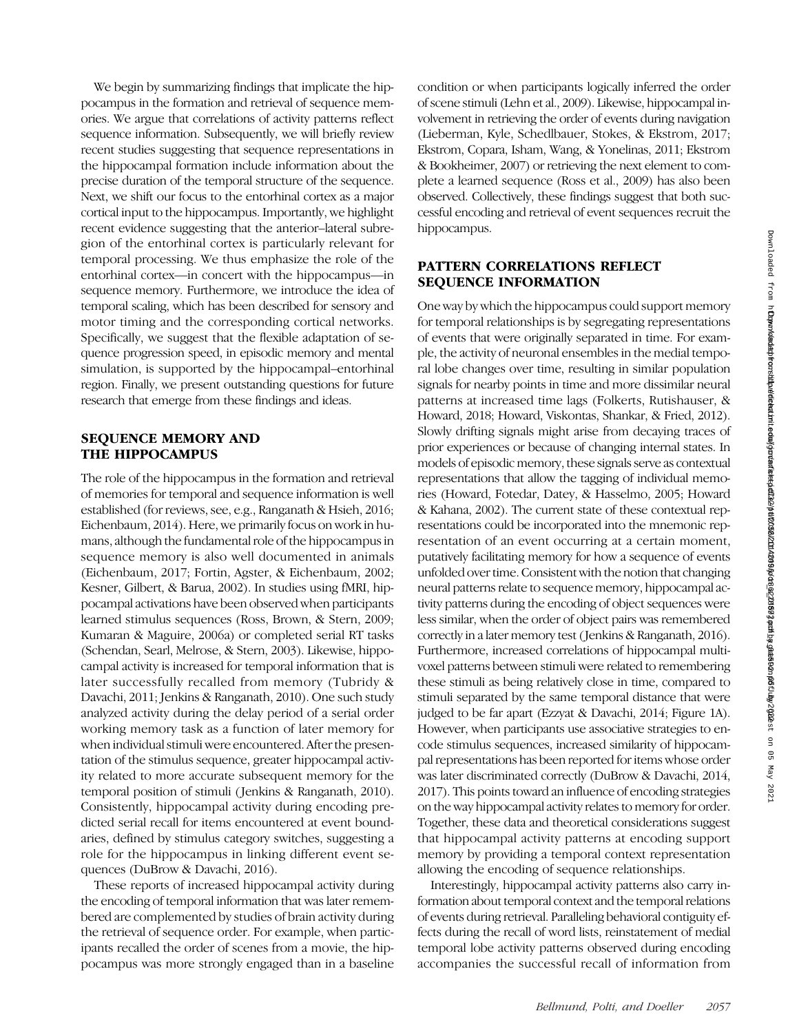We begin by summarizing findings that implicate the hippocampus in the formation and retrieval of sequence memories. We argue that correlations of activity patterns reflect sequence information. Subsequently, we will briefly review recent studies suggesting that sequence representations in the hippocampal formation include information about the precise duration of the temporal structure of the sequence. Next, we shift our focus to the entorhinal cortex as a major cortical input to the hippocampus. Importantly, we highlight recent evidence suggesting that the anterior–lateral subregion of the entorhinal cortex is particularly relevant for temporal processing. We thus emphasize the role of the entorhinal cortex—in concert with the hippocampus—in sequence memory. Furthermore, we introduce the idea of temporal scaling, which has been described for sensory and motor timing and the corresponding cortical networks. Specifically, we suggest that the flexible adaptation of sequence progression speed, in episodic memory and mental simulation, is supported by the hippocampal–entorhinal region. Finally, we present outstanding questions for future research that emerge from these findings and ideas.

## SEQUENCE MEMORY AND THE HIPPOCAMPUS

The role of the hippocampus in the formation and retrieval of memories for temporal and sequence information is well established (for reviews, see, e.g., Ranganath & Hsieh, 2016; Eichenbaum, 2014). Here, we primarily focus on work in humans, although the fundamental role of the hippocampus in sequence memory is also well documented in animals (Eichenbaum, 2017; Fortin, Agster, & Eichenbaum, 2002; Kesner, Gilbert, & Barua, 2002). In studies using fMRI, hippocampal activations have been observed when participants learned stimulus sequences (Ross, Brown, & Stern, 2009; Kumaran & Maguire, 2006a) or completed serial RT tasks (Schendan, Searl, Melrose, & Stern, 2003). Likewise, hippocampal activity is increased for temporal information that is later successfully recalled from memory (Tubridy & Davachi, 2011; Jenkins & Ranganath, 2010). One such study analyzed activity during the delay period of a serial order working memory task as a function of later memory for when individual stimuli were encountered. After the presentation of the stimulus sequence, greater hippocampal activity related to more accurate subsequent memory for the temporal position of stimuli (Jenkins & Ranganath, 2010). Consistently, hippocampal activity during encoding predicted serial recall for items encountered at event boundaries, defined by stimulus category switches, suggesting a role for the hippocampus in linking different event sequences (DuBrow & Davachi, 2016).

These reports of increased hippocampal activity during the encoding of temporal information that was later remembered are complemented by studies of brain activity during the retrieval of sequence order. For example, when participants recalled the order of scenes from a movie, the hippocampus was more strongly engaged than in a baseline condition or when participants logically inferred the order of scene stimuli (Lehn et al., 2009). Likewise, hippocampal involvement in retrieving the order of events during navigation (Lieberman, Kyle, Schedlbauer, Stokes, & Ekstrom, 2017; Ekstrom, Copara, Isham, Wang, & Yonelinas, 2011; Ekstrom & Bookheimer, 2007) or retrieving the next element to complete a learned sequence (Ross et al., 2009) has also been observed. Collectively, these findings suggest that both successful encoding and retrieval of event sequences recruit the hippocampus.

## PATTERN CORRELATIONS REFLECT SEQUENCE INFORMATION

One way by which the hippocampus could support memory for temporal relationships is by segregating representations of events that were originally separated in time. For example, the activity of neuronal ensembles in the medial temporal lobe changes over time, resulting in similar population signals for nearby points in time and more dissimilar neural patterns at increased time lags (Folkerts, Rutishauser, & Howard, 2018; Howard, Viskontas, Shankar, & Fried, 2012). Slowly drifting signals might arise from decaying traces of prior experiences or because of changing internal states. In models of episodic memory, these signals serve as contextual representations that allow the tagging of individual memories (Howard, Fotedar, Datey, & Hasselmo, 2005; Howard & Kahana, 2002). The current state of these contextual representations could be incorporated into the mnemonic representation of an event occurring at a certain moment, putatively facilitating memory for how a sequence of events unfolded over time. Consistent with the notion that changing neural patterns relate to sequence memory, hippocampal activity patterns during the encoding of object sequences were less similar, when the order of object pairs was remembered correctly in a later memory test (Jenkins & Ranganath, 2016). Furthermore, increased correlations of hippocampal multivoxel patterns between stimuli were related to remembering these stimuli as being relatively close in time, compared to stimuli separated by the same temporal distance that were judged to be far apart (Ezzyat & Davachi, 2014; Figure 1A). However, when participants use associative strategies to encode stimulus sequences, increased similarity of hippocampal representations has been reported for items whose order was later discriminated correctly (DuBrow & Davachi, 2014, 2017). This points toward an influence of encoding strategies on the way hippocampal activity relates to memory for order. Together, these data and theoretical considerations suggest that hippocampal activity patterns at encoding support memory by providing a temporal context representation allowing the encoding of sequence relationships.

Interestingly, hippocampal activity patterns also carry information about temporal context and the temporal relations of events during retrieval. Paralleling behavioral contiguity effects during the recall of word lists, reinstatement of medial temporal lobe activity patterns observed during encoding accompanies the successful recall of information from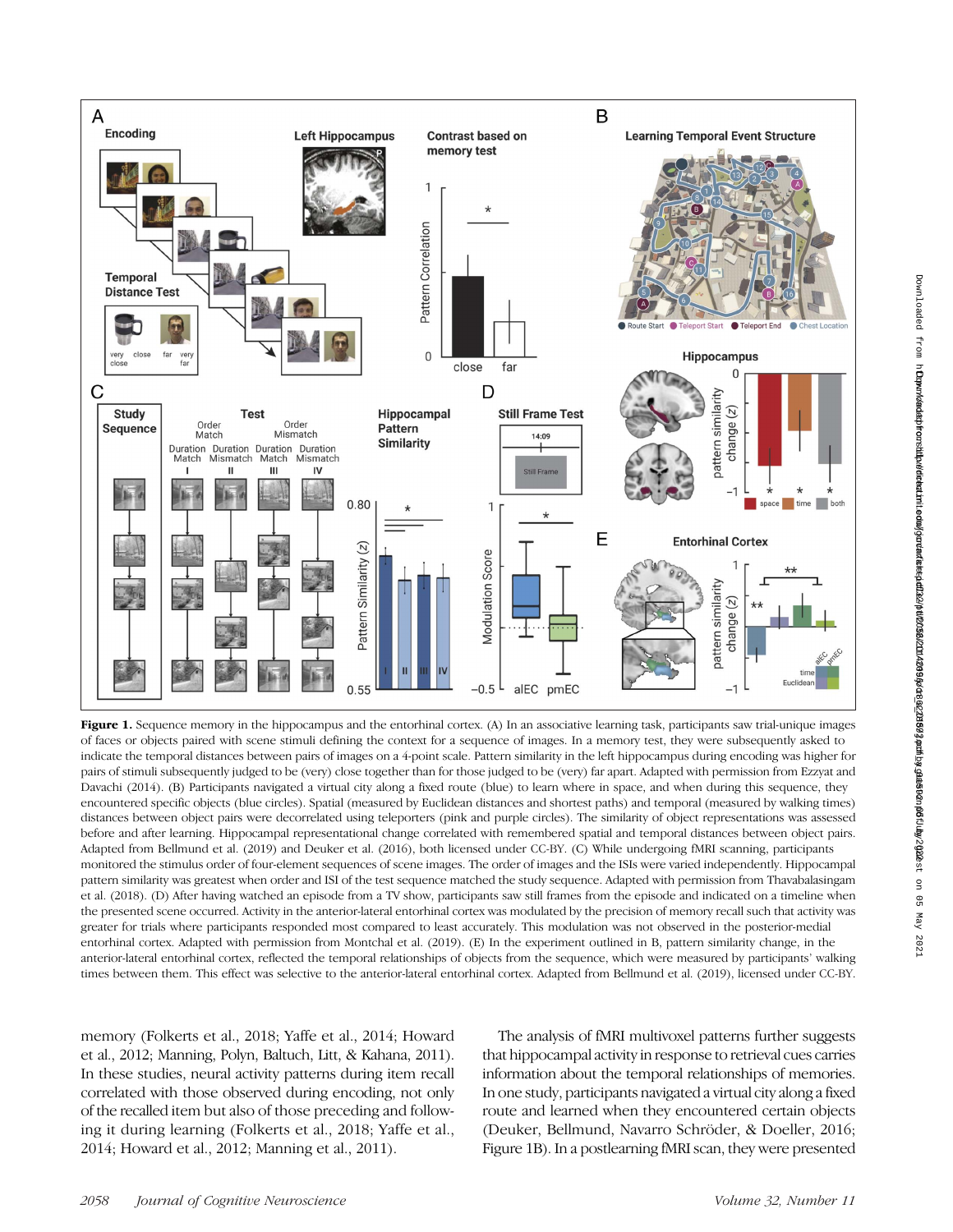A
Encoding
Left Hippocampus
Contrast based on memory test
1
Pattern Correlation
*
0
close far
Temporal Distance Test
very close close far very far

B
Learning Temporal Event Structure
Route Start Teleport Start Teleport End Chest Location
Hippocampus
0
pattern similarity change (z)
−1
* * *
space time both

C
Study Sequence
Test
Order Match
Order Mismatch
Duration Match Duration Mismatch Duration Match Duration Mismatch
I II III IV
Hippocampal Pattern Similarity
0.80
Pattern Similarity (z)
*
0.55
I II III IV

D
Still Frame Test
14:09
Still Frame
1
Modulation Score
*
−0.5
alEC pmEC

E
Entorhinal Cortex
1
pattern similarity change (z)
**
**
−1
time Euclidean alEC pmEC

**Figure 1.** Sequence memory in the hippocampus and the entorhinal cortex. (A) In an associative learning task, participants saw trial-unique images of faces or objects paired with scene stimuli defining the context for a sequence of images. In a memory test, they were subsequently asked to indicate the temporal distances between pairs of images on a 4-point scale. Pattern similarity in the left hippocampus during encoding was higher for pairs of stimuli subsequently judged to be (very) close together than for those judged to be (very) far apart. Adapted with permission from Ezzyat and Davachi (2014). (B) Participants navigated a virtual city along a fixed route (blue) to learn where in space, and when during this sequence, they encountered specific objects (blue circles). Spatial (measured by Euclidean distances and shortest paths) and temporal (measured by walking times) distances between object pairs were decorrelated using teleporters (pink and purple circles). The similarity of object representations was assessed before and after learning. Hippocampal representational change correlated with remembered spatial and temporal distances between object pairs. Adapted from Bellmund et al. (2019) and Deuker et al. (2016), both licensed under CC-BY. (C) While undergoing fMRI scanning, participants monitored the stimulus order of four-element sequences of scene images. The order of images and the ISIs were varied independently. Hippocampal pattern similarity was greatest when order and ISI of the test sequence matched the study sequence. Adapted with permission from Thavabalasingam et al. (2018). (D) After having watched an episode from a TV show, participants saw still frames from the episode and indicated on a timeline when the presented scene occurred. Activity in the anterior-lateral entorhinal cortex was modulated by the precision of memory recall such that activity was greater for trials where participants responded most compared to least accurately. This modulation was not observed in the posterior-medial entorhinal cortex. Adapted with permission from Montchal et al. (2019). (E) In the experiment outlined in B, pattern similarity change, in the anterior-lateral entorhinal cortex, reflected the temporal relationships of objects from the sequence, which were measured by participants' walking times between them. This effect was selective to the anterior-lateral entorhinal cortex. Adapted from Bellmund et al. (2019), licensed under CC-BY.

memory (Folkerts et al., 2018; Yaffe et al., 2014; Howard et al., 2012; Manning, Polyn, Baltuch, Litt, & Kahana, 2011). In these studies, neural activity patterns during item recall correlated with those observed during encoding, not only of the recalled item but also of those preceding and following it during learning (Folkerts et al., 2018; Yaffe et al., 2014; Howard et al., 2012; Manning et al., 2011).

The analysis of fMRI multivoxel patterns further suggests that hippocampal activity in response to retrieval cues carries information about the temporal relationships of memories. In one study, participants navigated a virtual city along a fixed route and learned when they encountered certain objects (Deuker, Bellmund, Navarro Schröder, & Doeller, 2016; Figure 1B). In a postlearning fMRI scan, they were presented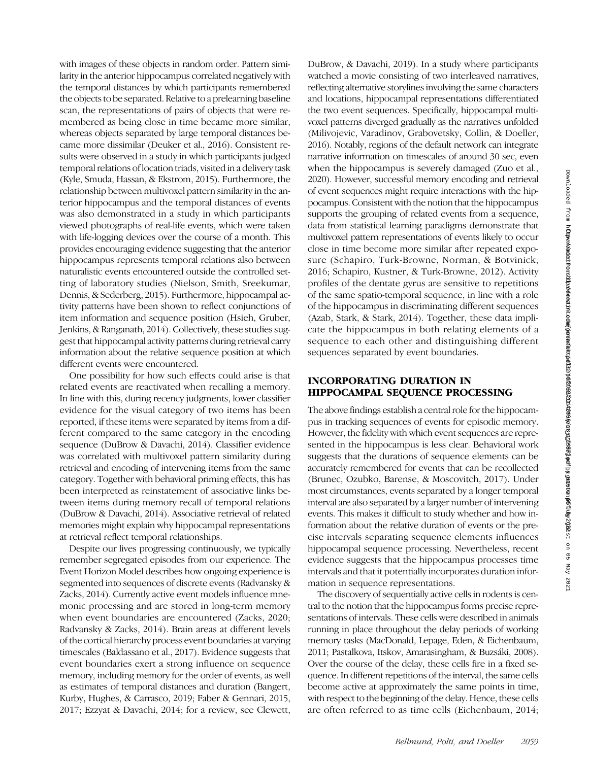with images of these objects in random order. Pattern similarity in the anterior hippocampus correlated negatively with the temporal distances by which participants remembered the objects to be separated. Relative to a prelearning baseline scan, the representations of pairs of objects that were remembered as being close in time became more similar, whereas objects separated by large temporal distances became more dissimilar (Deuker et al., 2016). Consistent results were observed in a study in which participants judged temporal relations of location triads, visited in a delivery task (Kyle, Smuda, Hassan, & Ekstrom, 2015). Furthermore, the relationship between multivoxel pattern similarity in the anterior hippocampus and the temporal distances of events was also demonstrated in a study in which participants viewed photographs of real-life events, which were taken with life-logging devices over the course of a month. This provides encouraging evidence suggesting that the anterior hippocampus represents temporal relations also between naturalistic events encountered outside the controlled setting of laboratory studies (Nielson, Smith, Sreekumar, Dennis, & Sederberg, 2015). Furthermore, hippocampal activity patterns have been shown to reflect conjunctions of item information and sequence position (Hsieh, Gruber, Jenkins, & Ranganath, 2014). Collectively, these studies suggest that hippocampal activity patterns during retrieval carry information about the relative sequence position at which different events were encountered.

One possibility for how such effects could arise is that related events are reactivated when recalling a memory. In line with this, during recency judgments, lower classifier evidence for the visual category of two items has been reported, if these items were separated by items from a different compared to the same category in the encoding sequence (DuBrow & Davachi, 2014). Classifier evidence was correlated with multivoxel pattern similarity during retrieval and encoding of intervening items from the same category. Together with behavioral priming effects, this has been interpreted as reinstatement of associative links between items during memory recall of temporal relations (DuBrow & Davachi, 2014). Associative retrieval of related memories might explain why hippocampal representations at retrieval reflect temporal relationships.

Despite our lives progressing continuously, we typically remember segregated episodes from our experience. The Event Horizon Model describes how ongoing experience is segmented into sequences of discrete events (Radvansky & Zacks, 2014). Currently active event models influence mnemonic processing and are stored in long-term memory when event boundaries are encountered (Zacks, 2020; Radvansky & Zacks, 2014). Brain areas at different levels of the cortical hierarchy process event boundaries at varying timescales (Baldassano et al., 2017). Evidence suggests that event boundaries exert a strong influence on sequence memory, including memory for the order of events, as well as estimates of temporal distances and duration (Bangert, Kurby, Hughes, & Carrasco, 2019; Faber & Gennari, 2015, 2017; Ezzyat & Davachi, 2014; for a review, see Clewett, DuBrow, & Davachi, 2019). In a study where participants watched a movie consisting of two interleaved narratives, reflecting alternative storylines involving the same characters and locations, hippocampal representations differentiated the two event sequences. Specifically, hippocampal multivoxel patterns diverged gradually as the narratives unfolded (Milivojevic, Varadinov, Grabovetsky, Collin, & Doeller, 2016). Notably, regions of the default network can integrate narrative information on timescales of around 30 sec, even when the hippocampus is severely damaged (Zuo et al., 2020). However, successful memory encoding and retrieval of event sequences might require interactions with the hippocampus. Consistent with the notion that the hippocampus supports the grouping of related events from a sequence, data from statistical learning paradigms demonstrate that multivoxel pattern representations of events likely to occur close in time become more similar after repeated exposure (Schapiro, Turk-Browne, Norman, & Botvinick, 2016; Schapiro, Kustner, & Turk-Browne, 2012). Activity profiles of the dentate gyrus are sensitive to repetitions of the same spatio-temporal sequence, in line with a role of the hippocampus in discriminating different sequences (Azab, Stark, & Stark, 2014). Together, these data implicate the hippocampus in both relating elements of a sequence to each other and distinguishing different sequences separated by event boundaries.

## INCORPORATING DURATION IN HIPPOCAMPAL SEQUENCE PROCESSING

The above findings establish a central role for the hippocampus in tracking sequences of events for episodic memory. However, the fidelity with which event sequences are represented in the hippocampus is less clear. Behavioral work suggests that the durations of sequence elements can be accurately remembered for events that can be recollected (Brunec, Ozubko, Barense, & Moscovitch, 2017). Under most circumstances, events separated by a longer temporal interval are also separated by a larger number of intervening events. This makes it difficult to study whether and how information about the relative duration of events or the precise intervals separating sequence elements influences hippocampal sequence processing. Nevertheless, recent evidence suggests that the hippocampus processes time intervals and that it potentially incorporates duration information in sequence representations.

The discovery of sequentially active cells in rodents is central to the notion that the hippocampus forms precise representations of intervals. These cells were described in animals running in place throughout the delay periods of working memory tasks (MacDonald, Lepage, Eden, & Eichenbaum, 2011; Pastalkova, Itskov, Amarasingham, & Buzsáki, 2008). Over the course of the delay, these cells fire in a fixed sequence. In different repetitions of the interval, the same cells become active at approximately the same points in time, with respect to the beginning of the delay. Hence, these cells are often referred to as time cells (Eichenbaum, 2014;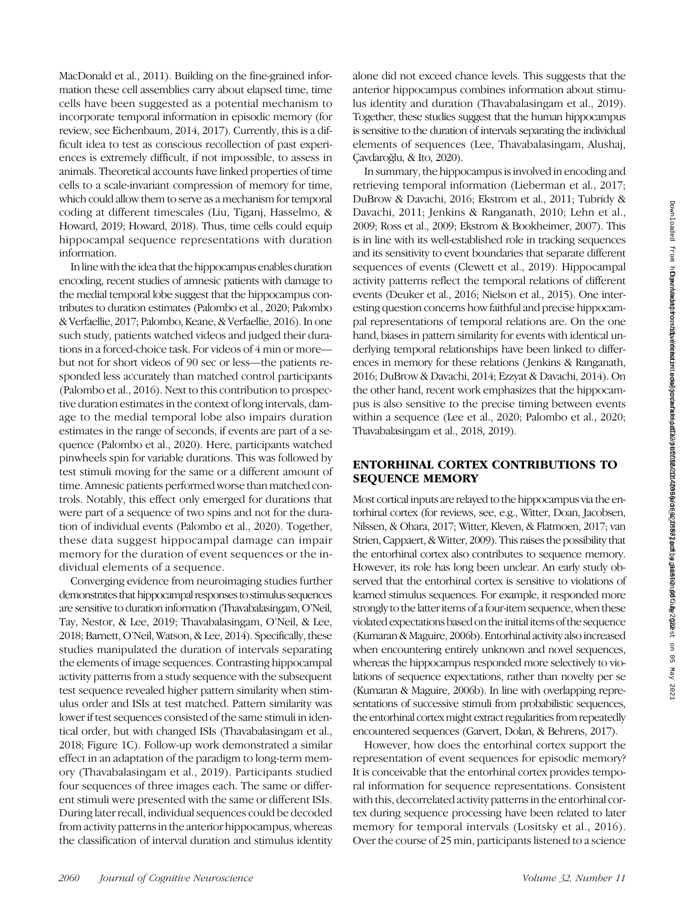MacDonald et al., 2011). Building on the fine-grained information these cell assemblies carry about elapsed time, time cells have been suggested as a potential mechanism to incorporate temporal information in episodic memory (for review, see Eichenbaum, 2014, 2017). Currently, this is a difficult idea to test as conscious recollection of past experiences is extremely difficult, if not impossible, to assess in animals. Theoretical accounts have linked properties of time cells to a scale-invariant compression of memory for time, which could allow them to serve as a mechanism for temporal coding at different timescales (Liu, Tiganj, Hasselmo, & Howard, 2019; Howard, 2018). Thus, time cells could equip hippocampal sequence representations with duration information.

In line with the idea that the hippocampus enables duration encoding, recent studies of amnesic patients with damage to the medial temporal lobe suggest that the hippocampus contributes to duration estimates (Palombo et al., 2020; Palombo & Verfaellie, 2017; Palombo, Keane, & Verfaellie, 2016). In one such study, patients watched videos and judged their durations in a forced-choice task. For videos of 4 min or more—but not for short videos of 90 sec or less—the patients responded less accurately than matched control participants (Palombo et al., 2016). Next to this contribution to prospective duration estimates in the context of long intervals, damage to the medial temporal lobe also impairs duration estimates in the range of seconds, if events are part of a sequence (Palombo et al., 2020). Here, participants watched pinwheels spin for variable durations. This was followed by test stimuli moving for the same or a different amount of time. Amnesic patients performed worse than matched controls. Notably, this effect only emerged for durations that were part of a sequence of two spins and not for the duration of individual events (Palombo et al., 2020). Together, these data suggest hippocampal damage can impair memory for the duration of event sequences or the individual elements of a sequence.

Converging evidence from neuroimaging studies further demonstrates that hippocampal responses to stimulus sequences are sensitive to duration information (Thavabalasingam, O'Neil, Tay, Nestor, & Lee, 2019; Thavabalasingam, O'Neil, & Lee, 2018; Barnett, O'Neil, Watson, & Lee, 2014). Specifically, these studies manipulated the duration of intervals separating the elements of image sequences. Contrasting hippocampal activity patterns from a study sequence with the subsequent test sequence revealed higher pattern similarity when stimulus order and ISIs at test matched. Pattern similarity was lower if test sequences consisted of the same stimuli in identical order, but with changed ISIs (Thavabalasingam et al., 2018; Figure 1C). Follow-up work demonstrated a similar effect in an adaptation of the paradigm to long-term memory (Thavabalasingam et al., 2019). Participants studied four sequences of three images each. The same or different stimuli were presented with the same or different ISIs. During later recall, individual sequences could be decoded from activity patterns in the anterior hippocampus, whereas the classification of interval duration and stimulus identity alone did not exceed chance levels. This suggests that the anterior hippocampus combines information about stimulus identity and duration (Thavabalasingam et al., 2019). Together, these studies suggest that the human hippocampus is sensitive to the duration of intervals separating the individual elements of sequences (Lee, Thavabalasingam, Alushaj, Çavdaroğlu, & Ito, 2020).

In summary, the hippocampus is involved in encoding and retrieving temporal information (Lieberman et al., 2017; DuBrow & Davachi, 2016; Ekstrom et al., 2011; Tubridy & Davachi, 2011; Jenkins & Ranganath, 2010; Lehn et al., 2009; Ross et al., 2009; Ekstrom & Bookheimer, 2007). This is in line with its well-established role in tracking sequences and its sensitivity to event boundaries that separate different sequences of events (Clewett et al., 2019). Hippocampal activity patterns reflect the temporal relations of different events (Deuker et al., 2016; Nielson et al., 2015). One interesting question concerns how faithful and precise hippocampal representations of temporal relations are. On the one hand, biases in pattern similarity for events with identical underlying temporal relationships have been linked to differences in memory for these relations (Jenkins & Ranganath, 2016; DuBrow & Davachi, 2014; Ezzyat & Davachi, 2014). On the other hand, recent work emphasizes that the hippocampus is also sensitive to the precise timing between events within a sequence (Lee et al., 2020; Palombo et al., 2020; Thavabalasingam et al., 2018, 2019).

## ENTORHINAL CORTEX CONTRIBUTIONS TO SEQUENCE MEMORY

Most cortical inputs are relayed to the hippocampus via the entorhinal cortex (for reviews, see, e.g., Witter, Doan, Jacobsen, Nilssen, & Ohara, 2017; Witter, Kleven, & Flatmoen, 2017; van Strien, Cappaert, & Witter, 2009). This raises the possibility that the entorhinal cortex also contributes to sequence memory. However, its role has long been unclear. An early study observed that the entorhinal cortex is sensitive to violations of learned stimulus sequences. For example, it responded more strongly to the latter items of a four-item sequence, when these violated expectations based on the initial items of the sequence (Kumaran & Maguire, 2006b). Entorhinal activity also increased when encountering entirely unknown and novel sequences, whereas the hippocampus responded more selectively to violations of sequence expectations, rather than novelty per se (Kumaran & Maguire, 2006b). In line with overlapping representations of successive stimuli from probabilistic sequences, the entorhinal cortex might extract regularities from repeatedly encountered sequences (Garvert, Dolan, & Behrens, 2017).

However, how does the entorhinal cortex support the representation of event sequences for episodic memory? It is conceivable that the entorhinal cortex provides temporal information for sequence representations. Consistent with this, decorrelated activity patterns in the entorhinal cortex during sequence processing have been related to later memory for temporal intervals (Lositsky et al., 2016). Over the course of 25 min, participants listened to a science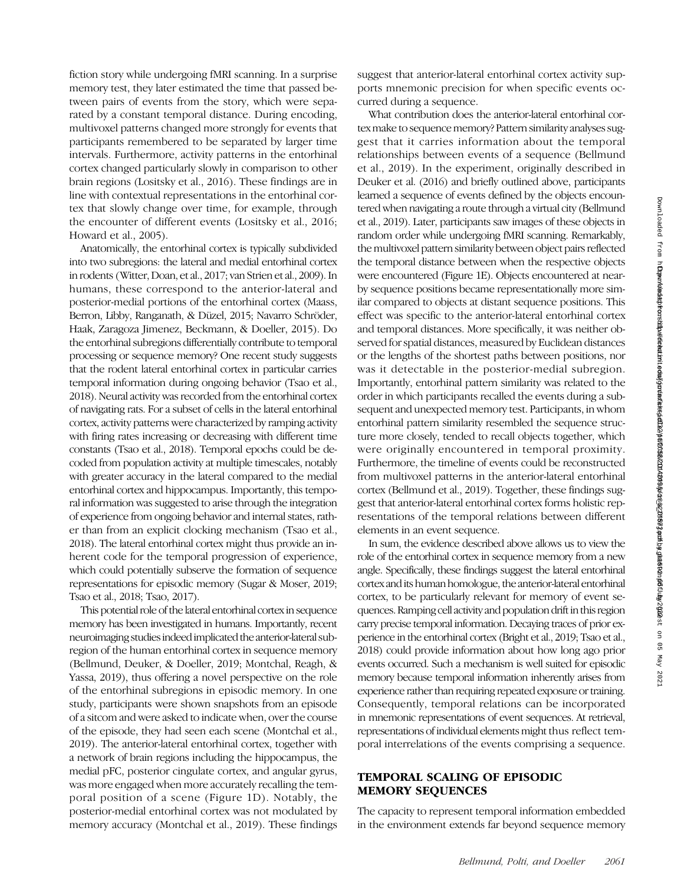fiction story while undergoing fMRI scanning. In a surprise memory test, they later estimated the time that passed between pairs of events from the story, which were separated by a constant temporal distance. During encoding, multivoxel patterns changed more strongly for events that participants remembered to be separated by larger time intervals. Furthermore, activity patterns in the entorhinal cortex changed particularly slowly in comparison to other brain regions (Lositsky et al., 2016). These findings are in line with contextual representations in the entorhinal cortex that slowly change over time, for example, through the encounter of different events (Lositsky et al., 2016; Howard et al., 2005).

Anatomically, the entorhinal cortex is typically subdivided into two subregions: the lateral and medial entorhinal cortex in rodents (Witter, Doan, et al., 2017; van Strien et al., 2009). In humans, these correspond to the anterior-lateral and posterior-medial portions of the entorhinal cortex (Maass, Berron, Libby, Ranganath, & Düzel, 2015; Navarro Schröder, Haak, Zaragoza Jimenez, Beckmann, & Doeller, 2015). Do the entorhinal subregions differentially contribute to temporal processing or sequence memory? One recent study suggests that the rodent lateral entorhinal cortex in particular carries temporal information during ongoing behavior (Tsao et al., 2018). Neural activity was recorded from the entorhinal cortex of navigating rats. For a subset of cells in the lateral entorhinal cortex, activity patterns were characterized by ramping activity with firing rates increasing or decreasing with different time constants (Tsao et al., 2018). Temporal epochs could be decoded from population activity at multiple timescales, notably with greater accuracy in the lateral compared to the medial entorhinal cortex and hippocampus. Importantly, this temporal information was suggested to arise through the integration of experience from ongoing behavior and internal states, rather than from an explicit clocking mechanism (Tsao et al., 2018). The lateral entorhinal cortex might thus provide an inherent code for the temporal progression of experience, which could potentially subserve the formation of sequence representations for episodic memory (Sugar & Moser, 2019; Tsao et al., 2018; Tsao, 2017).

This potential role of the lateral entorhinal cortex in sequence memory has been investigated in humans. Importantly, recent neuroimaging studies indeed implicated the anterior-lateral subregion of the human entorhinal cortex in sequence memory (Bellmund, Deuker, & Doeller, 2019; Montchal, Reagh, & Yassa, 2019), thus offering a novel perspective on the role of the entorhinal subregions in episodic memory. In one study, participants were shown snapshots from an episode of a sitcom and were asked to indicate when, over the course of the episode, they had seen each scene (Montchal et al., 2019). The anterior-lateral entorhinal cortex, together with a network of brain regions including the hippocampus, the medial pFC, posterior cingulate cortex, and angular gyrus, was more engaged when more accurately recalling the temporal position of a scene (Figure 1D). Notably, the posterior-medial entorhinal cortex was not modulated by memory accuracy (Montchal et al., 2019). These findings suggest that anterior-lateral entorhinal cortex activity supports mnemonic precision for when specific events occurred during a sequence.

What contribution does the anterior-lateral entorhinal cortex make to sequence memory? Pattern similarity analyses suggest that it carries information about the temporal relationships between events of a sequence (Bellmund et al., 2019). In the experiment, originally described in Deuker et al. (2016) and briefly outlined above, participants learned a sequence of events defined by the objects encountered when navigating a route through a virtual city (Bellmund et al., 2019). Later, participants saw images of these objects in random order while undergoing fMRI scanning. Remarkably, the multivoxel pattern similarity between object pairs reflected the temporal distance between when the respective objects were encountered (Figure 1E). Objects encountered at nearby sequence positions became representationally more similar compared to objects at distant sequence positions. This effect was specific to the anterior-lateral entorhinal cortex and temporal distances. More specifically, it was neither observed for spatial distances, measured by Euclidean distances or the lengths of the shortest paths between positions, nor was it detectable in the posterior-medial subregion. Importantly, entorhinal pattern similarity was related to the order in which participants recalled the events during a subsequent and unexpected memory test. Participants, in whom entorhinal pattern similarity resembled the sequence structure more closely, tended to recall objects together, which were originally encountered in temporal proximity. Furthermore, the timeline of events could be reconstructed from multivoxel patterns in the anterior-lateral entorhinal cortex (Bellmund et al., 2019). Together, these findings suggest that anterior-lateral entorhinal cortex forms holistic representations of the temporal relations between different elements in an event sequence.

In sum, the evidence described above allows us to view the role of the entorhinal cortex in sequence memory from a new angle. Specifically, these findings suggest the lateral entorhinal cortex and its human homologue, the anterior-lateral entorhinal cortex, to be particularly relevant for memory of event sequences. Ramping cell activity and population drift in this region carry precise temporal information. Decaying traces of prior experience in the entorhinal cortex (Bright et al., 2019; Tsao et al., 2018) could provide information about how long ago prior events occurred. Such a mechanism is well suited for episodic memory because temporal information inherently arises from experience rather than requiring repeated exposure or training. Consequently, temporal relations can be incorporated in mnemonic representations of event sequences. At retrieval, representations of individual elements might thus reflect temporal interrelations of the events comprising a sequence.

## TEMPORAL SCALING OF EPISODIC MEMORY SEQUENCES

The capacity to represent temporal information embedded in the environment extends far beyond sequence memory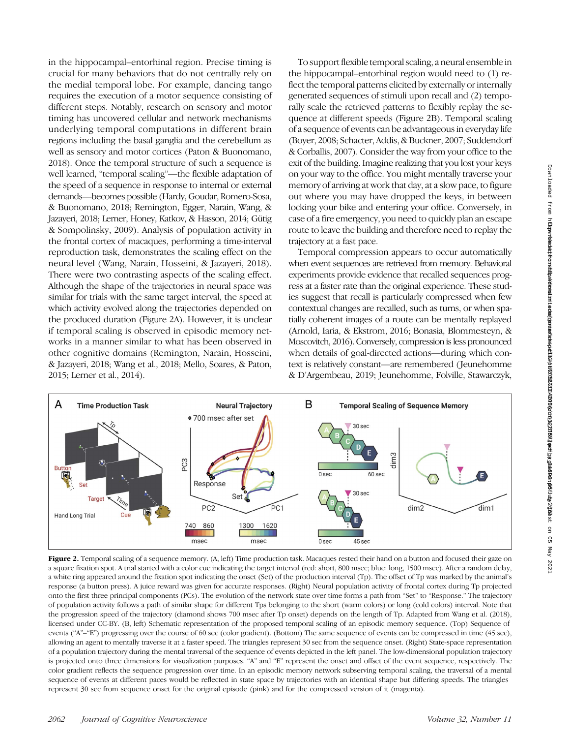in the hippocampal–entorhinal region. Precise timing is crucial for many behaviors that do not centrally rely on the medial temporal lobe. For example, dancing tango requires the execution of a motor sequence consisting of different steps. Notably, research on sensory and motor timing has uncovered cellular and network mechanisms underlying temporal computations in different brain regions including the basal ganglia and the cerebellum as well as sensory and motor cortices (Paton & Buonomano, 2018). Once the temporal structure of such a sequence is well learned, "temporal scaling"—the flexible adaptation of the speed of a sequence in response to internal or external demands—becomes possible (Hardy, Goudar, Romero-Sosa, & Buonomano, 2018; Remington, Egger, Narain, Wang, & Jazayeri, 2018; Lerner, Honey, Katkov, & Hasson, 2014; Gütig & Sompolinsky, 2009). Analysis of population activity in the frontal cortex of macaques, performing a time-interval reproduction task, demonstrates the scaling effect on the neural level (Wang, Narain, Hosseini, & Jazayeri, 2018). There were two contrasting aspects of the scaling effect. Although the shape of the trajectories in neural space was similar for trials with the same target interval, the speed at which activity evolved along the trajectories depended on the produced duration (Figure 2A). However, it is unclear if temporal scaling is observed in episodic memory networks in a manner similar to what has been observed in other cognitive domains (Remington, Narain, Hosseini, & Jazayeri, 2018; Wang et al., 2018; Mello, Soares, & Paton, 2015; Lerner et al., 2014).

To support flexible temporal scaling, a neural ensemble in the hippocampal–entorhinal region would need to (1) reflect the temporal patterns elicited by externally or internally generated sequences of stimuli upon recall and (2) temporally scale the retrieved patterns to flexibly replay the sequence at different speeds (Figure 2B). Temporal scaling of a sequence of events can be advantageous in everyday life (Boyer, 2008; Schacter, Addis, & Buckner, 2007; Suddendorf & Corballis, 2007). Consider the way from your office to the exit of the building. Imagine realizing that you lost your keys on your way to the office. You might mentally traverse your memory of arriving at work that day, at a slow pace, to figure out where you may have dropped the keys, in between locking your bike and entering your office. Conversely, in case of a fire emergency, you need to quickly plan an escape route to leave the building and therefore need to replay the trajectory at a fast pace.

Temporal compression appears to occur automatically when event sequences are retrieved from memory. Behavioral experiments provide evidence that recalled sequences progress at a faster rate than the original experience. These studies suggest that recall is particularly compressed when few contextual changes are recalled, such as turns, or when spatially coherent images of a route can be mentally replayed (Arnold, Iaria, & Ekstrom, 2016; Bonasia, Blommesteyn, & Moscovitch, 2016). Conversely, compression is less pronounced when details of goal-directed actions—during which context is relatively constant—are remembered (Jeunehomme & D'Argembeau, 2019; Jeunehomme, Folville, Stawarczyk,

A Time Production Task
Button
Set
Target
Cue
Time
Tp
Hand Long Trial

Neural Trajectory
◆ 700 msec after set
PC3
Response
Set
PC2
PC1
740 860 msec
1300 1620 msec

B Temporal Scaling of Sequence Memory
A B C D E
30 sec
0 sec 60 sec
A B C D E
30 sec
0 sec 45 sec
dim3
A E
dim2 dim1

**Figure 2.** Temporal scaling of a sequence memory. (A, left) Time production task. Macaques rested their hand on a button and focused their gaze on a square fixation spot. A trial started with a color cue indicating the target interval (red: short, 800 msec; blue: long, 1500 msec). After a random delay, a white ring appeared around the fixation spot indicating the onset (Set) of the production interval (Tp). The offset of Tp was marked by the animal's response (a button press). A juice reward was given for accurate responses. (Right) Neural population activity of frontal cortex during Tp projected onto the first three principal components (PCs). The evolution of the network state over time forms a path from "Set" to "Response." The trajectory of population activity follows a path of similar shape for different Tps belonging to the short (warm colors) or long (cold colors) interval. Note that the progression speed of the trajectory (diamond shows 700 msec after Tp onset) depends on the length of Tp. Adapted from Wang et al. (2018), licensed under CC-BY. (B, left) Schematic representation of the proposed temporal scaling of an episodic memory sequence. (Top) Sequence of events ("A"–"E") progressing over the course of 60 sec (color gradient). (Bottom) The same sequence of events can be compressed in time (45 sec), allowing an agent to mentally traverse it at a faster speed. The triangles represent 30 sec from the sequence onset. (Right) State-space representation of a population trajectory during the mental traversal of the sequence of events depicted in the left panel. The low-dimensional population trajectory is projected onto three dimensions for visualization purposes. "A" and "E" represent the onset and offset of the event sequence, respectively. The color gradient reflects the sequence progression over time. In an episodic memory network subserving temporal scaling, the traversal of a mental sequence of events at different paces would be reflected in state space by trajectories with an identical shape but differing speeds. The triangles represent 30 sec from sequence onset for the original episode (pink) and for the compressed version of it (magenta).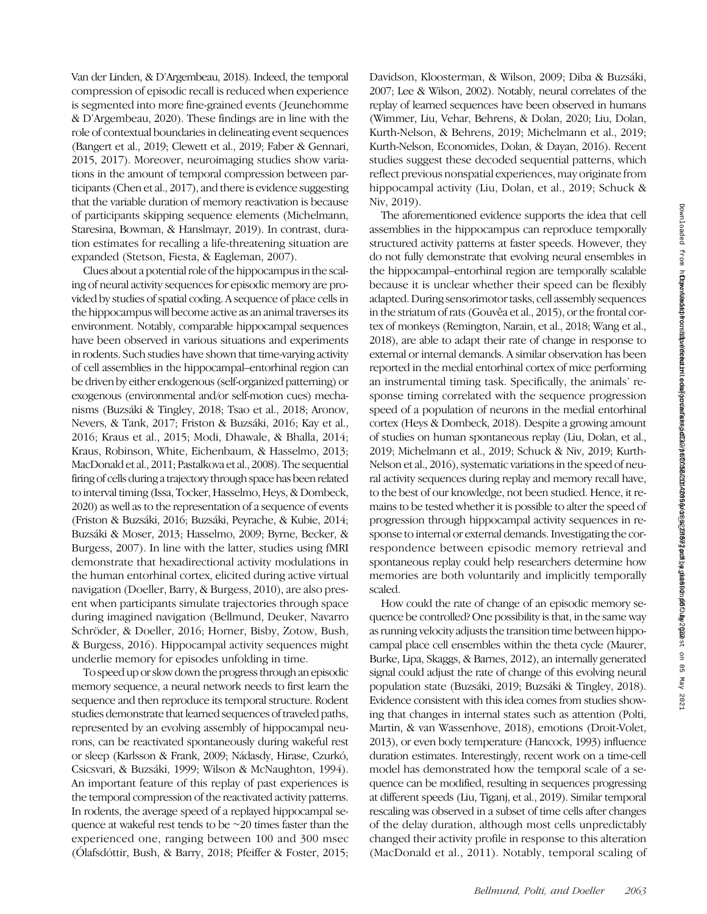Van der Linden, & D'Argembeau, 2018). Indeed, the temporal compression of episodic recall is reduced when experience is segmented into more fine-grained events (Jeunehomme & D'Argembeau, 2020). These findings are in line with the role of contextual boundaries in delineating event sequences (Bangert et al., 2019; Clewett et al., 2019; Faber & Gennari, 2015, 2017). Moreover, neuroimaging studies show variations in the amount of temporal compression between participants (Chen et al., 2017), and there is evidence suggesting that the variable duration of memory reactivation is because of participants skipping sequence elements (Michelmann, Staresina, Bowman, & Hanslmayr, 2019). In contrast, duration estimates for recalling a life-threatening situation are expanded (Stetson, Fiesta, & Eagleman, 2007).

Clues about a potential role of the hippocampus in the scaling of neural activity sequences for episodic memory are provided by studies of spatial coding. A sequence of place cells in the hippocampus will become active as an animal traverses its environment. Notably, comparable hippocampal sequences have been observed in various situations and experiments in rodents. Such studies have shown that time-varying activity of cell assemblies in the hippocampal–entorhinal region can be driven by either endogenous (self-organized patterning) or exogenous (environmental and/or self-motion cues) mechanisms (Buzsáki & Tingley, 2018; Tsao et al., 2018; Aronov, Nevers, & Tank, 2017; Friston & Buzsáki, 2016; Kay et al., 2016; Kraus et al., 2015; Modi, Dhawale, & Bhalla, 2014; Kraus, Robinson, White, Eichenbaum, & Hasselmo, 2013; MacDonald et al., 2011; Pastalkova et al., 2008). The sequential firing of cells during a trajectory through space has been related to interval timing (Issa, Tocker, Hasselmo, Heys, & Dombeck, 2020) as well as to the representation of a sequence of events (Friston & Buzsáki, 2016; Buzsáki, Peyrache, & Kubie, 2014; Buzsáki & Moser, 2013; Hasselmo, 2009; Byrne, Becker, & Burgess, 2007). In line with the latter, studies using fMRI demonstrate that hexadirectional activity modulations in the human entorhinal cortex, elicited during active virtual navigation (Doeller, Barry, & Burgess, 2010), are also present when participants simulate trajectories through space during imagined navigation (Bellmund, Deuker, Navarro Schröder, & Doeller, 2016; Horner, Bisby, Zotow, Bush, & Burgess, 2016). Hippocampal activity sequences might underlie memory for episodes unfolding in time.

To speed up or slow down the progress through an episodic memory sequence, a neural network needs to first learn the sequence and then reproduce its temporal structure. Rodent studies demonstrate that learned sequences of traveled paths, represented by an evolving assembly of hippocampal neurons, can be reactivated spontaneously during wakeful rest or sleep (Karlsson & Frank, 2009; Nádasdy, Hirase, Czurkó, Csicsvari, & Buzsáki, 1999; Wilson & McNaughton, 1994). An important feature of this replay of past experiences is the temporal compression of the reactivated activity patterns. In rodents, the average speed of a replayed hippocampal sequence at wakeful rest tends to be ~20 times faster than the experienced one, ranging between 100 and 300 msec (Ólafsdóttir, Bush, & Barry, 2018; Pfeiffer & Foster, 2015; Davidson, Kloosterman, & Wilson, 2009; Diba & Buzsáki, 2007; Lee & Wilson, 2002). Notably, neural correlates of the replay of learned sequences have been observed in humans (Wimmer, Liu, Vehar, Behrens, & Dolan, 2020; Liu, Dolan, Kurth-Nelson, & Behrens, 2019; Michelmann et al., 2019; Kurth-Nelson, Economides, Dolan, & Dayan, 2016). Recent studies suggest these decoded sequential patterns, which reflect previous nonspatial experiences, may originate from hippocampal activity (Liu, Dolan, et al., 2019; Schuck & Niv, 2019).

The aforementioned evidence supports the idea that cell assemblies in the hippocampus can reproduce temporally structured activity patterns at faster speeds. However, they do not fully demonstrate that evolving neural ensembles in the hippocampal–entorhinal region are temporally scalable because it is unclear whether their speed can be flexibly adapted. During sensorimotor tasks, cell assembly sequences in the striatum of rats (Gouvêa et al., 2015), or the frontal cortex of monkeys (Remington, Narain, et al., 2018; Wang et al., 2018), are able to adapt their rate of change in response to external or internal demands. A similar observation has been reported in the medial entorhinal cortex of mice performing an instrumental timing task. Specifically, the animals' response timing correlated with the sequence progression speed of a population of neurons in the medial entorhinal cortex (Heys & Dombeck, 2018). Despite a growing amount of studies on human spontaneous replay (Liu, Dolan, et al., 2019; Michelmann et al., 2019; Schuck & Niv, 2019; Kurth-Nelson et al., 2016), systematic variations in the speed of neural activity sequences during replay and memory recall have, to the best of our knowledge, not been studied. Hence, it remains to be tested whether it is possible to alter the speed of progression through hippocampal activity sequences in response to internal or external demands. Investigating the correspondence between episodic memory retrieval and spontaneous replay could help researchers determine how memories are both voluntarily and implicitly temporally scaled.

How could the rate of change of an episodic memory sequence be controlled? One possibility is that, in the same way as running velocity adjusts the transition time between hippocampal place cell ensembles within the theta cycle (Maurer, Burke, Lipa, Skaggs, & Barnes, 2012), an internally generated signal could adjust the rate of change of this evolving neural population state (Buzsáki, 2019; Buzsáki & Tingley, 2018). Evidence consistent with this idea comes from studies showing that changes in internal states such as attention (Polti, Martin, & van Wassenhove, 2018), emotions (Droit-Volet, 2013), or even body temperature (Hancock, 1993) influence duration estimates. Interestingly, recent work on a time-cell model has demonstrated how the temporal scale of a sequence can be modified, resulting in sequences progressing at different speeds (Liu, Tiganj, et al., 2019). Similar temporal rescaling was observed in a subset of time cells after changes of the delay duration, although most cells unpredictably changed their activity profile in response to this alteration (MacDonald et al., 2011). Notably, temporal scaling of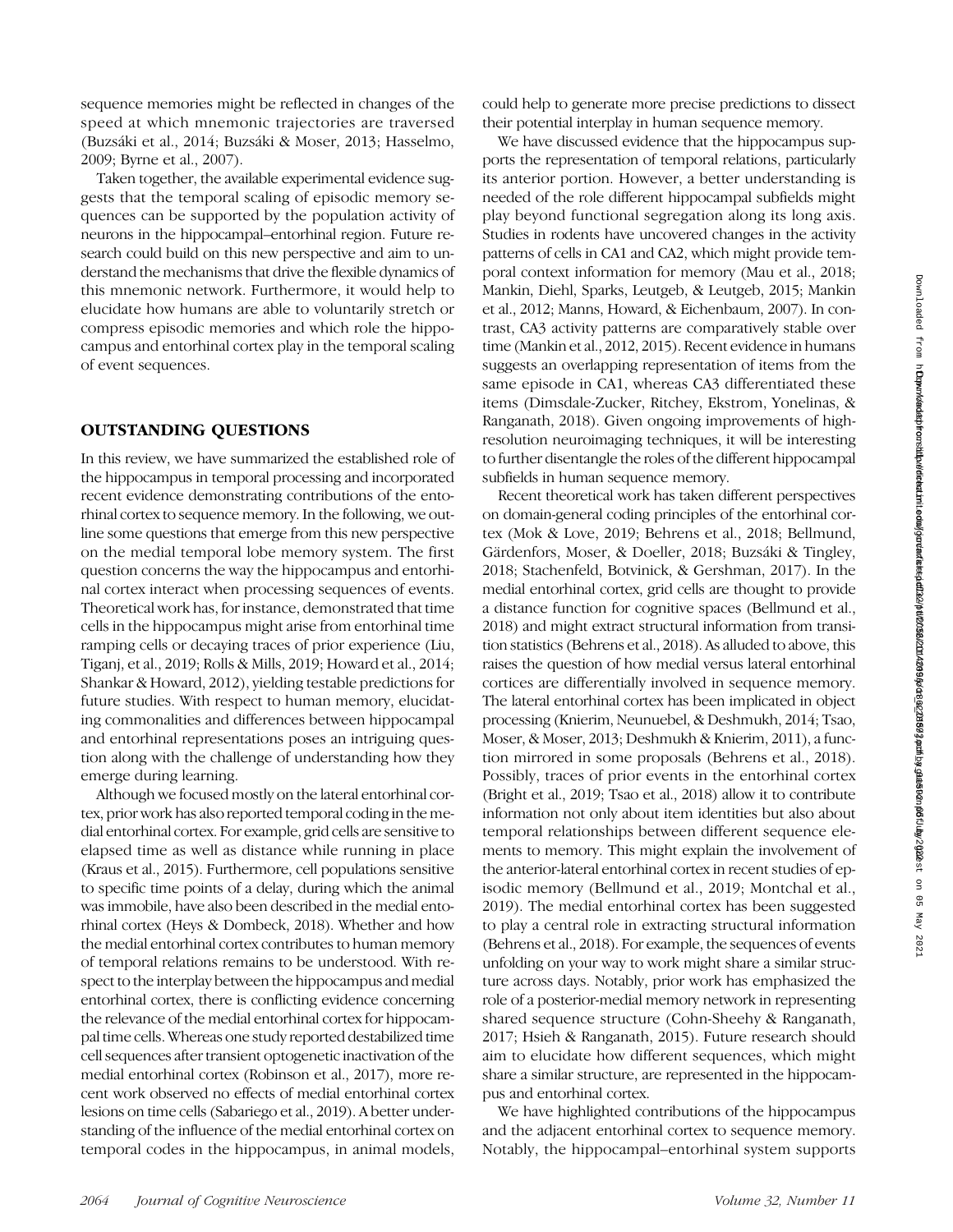sequence memories might be reflected in changes of the speed at which mnemonic trajectories are traversed (Buzsáki et al., 2014; Buzsáki & Moser, 2013; Hasselmo, 2009; Byrne et al., 2007).

Taken together, the available experimental evidence suggests that the temporal scaling of episodic memory sequences can be supported by the population activity of neurons in the hippocampal–entorhinal region. Future research could build on this new perspective and aim to understand the mechanisms that drive the flexible dynamics of this mnemonic network. Furthermore, it would help to elucidate how humans are able to voluntarily stretch or compress episodic memories and which role the hippocampus and entorhinal cortex play in the temporal scaling of event sequences.

## OUTSTANDING QUESTIONS

In this review, we have summarized the established role of the hippocampus in temporal processing and incorporated recent evidence demonstrating contributions of the entorhinal cortex to sequence memory. In the following, we outline some questions that emerge from this new perspective on the medial temporal lobe memory system. The first question concerns the way the hippocampus and entorhinal cortex interact when processing sequences of events. Theoretical work has, for instance, demonstrated that time cells in the hippocampus might arise from entorhinal time ramping cells or decaying traces of prior experience (Liu, Tiganj, et al., 2019; Rolls & Mills, 2019; Howard et al., 2014; Shankar & Howard, 2012), yielding testable predictions for future studies. With respect to human memory, elucidating commonalities and differences between hippocampal and entorhinal representations poses an intriguing question along with the challenge of understanding how they emerge during learning.

Although we focused mostly on the lateral entorhinal cortex, prior work has also reported temporal coding in the medial entorhinal cortex. For example, grid cells are sensitive to elapsed time as well as distance while running in place (Kraus et al., 2015). Furthermore, cell populations sensitive to specific time points of a delay, during which the animal was immobile, have also been described in the medial entorhinal cortex (Heys & Dombeck, 2018). Whether and how the medial entorhinal cortex contributes to human memory of temporal relations remains to be understood. With respect to the interplay between the hippocampus and medial entorhinal cortex, there is conflicting evidence concerning the relevance of the medial entorhinal cortex for hippocampal time cells. Whereas one study reported destabilized time cell sequences after transient optogenetic inactivation of the medial entorhinal cortex (Robinson et al., 2017), more recent work observed no effects of medial entorhinal cortex lesions on time cells (Sabariego et al., 2019). A better understanding of the influence of the medial entorhinal cortex on temporal codes in the hippocampus, in animal models, could help to generate more precise predictions to dissect their potential interplay in human sequence memory.

We have discussed evidence that the hippocampus supports the representation of temporal relations, particularly its anterior portion. However, a better understanding is needed of the role different hippocampal subfields might play beyond functional segregation along its long axis. Studies in rodents have uncovered changes in the activity patterns of cells in CA1 and CA2, which might provide temporal context information for memory (Mau et al., 2018; Mankin, Diehl, Sparks, Leutgeb, & Leutgeb, 2015; Mankin et al., 2012; Manns, Howard, & Eichenbaum, 2007). In contrast, CA3 activity patterns are comparatively stable over time (Mankin et al., 2012, 2015). Recent evidence in humans suggests an overlapping representation of items from the same episode in CA1, whereas CA3 differentiated these items (Dimsdale-Zucker, Ritchey, Ekstrom, Yonelinas, & Ranganath, 2018). Given ongoing improvements of high-resolution neuroimaging techniques, it will be interesting to further disentangle the roles of the different hippocampal subfields in human sequence memory.

Recent theoretical work has taken different perspectives on domain-general coding principles of the entorhinal cortex (Mok & Love, 2019; Behrens et al., 2018; Bellmund, Gärdenfors, Moser, & Doeller, 2018; Buzsáki & Tingley, 2018; Stachenfeld, Botvinick, & Gershman, 2017). In the medial entorhinal cortex, grid cells are thought to provide a distance function for cognitive spaces (Bellmund et al., 2018) and might extract structural information from transition statistics (Behrens et al., 2018). As alluded to above, this raises the question of how medial versus lateral entorhinal cortices are differentially involved in sequence memory. The lateral entorhinal cortex has been implicated in object processing (Knierim, Neunuebel, & Deshmukh, 2014; Tsao, Moser, & Moser, 2013; Deshmukh & Knierim, 2011), a function mirrored in some proposals (Behrens et al., 2018). Possibly, traces of prior events in the entorhinal cortex (Bright et al., 2019; Tsao et al., 2018) allow it to contribute information not only about item identities but also about temporal relationships between different sequence elements to memory. This might explain the involvement of the anterior-lateral entorhinal cortex in recent studies of episodic memory (Bellmund et al., 2019; Montchal et al., 2019). The medial entorhinal cortex has been suggested to play a central role in extracting structural information (Behrens et al., 2018). For example, the sequences of events unfolding on your way to work might share a similar structure across days. Notably, prior work has emphasized the role of a posterior-medial memory network in representing shared sequence structure (Cohn-Sheehy & Ranganath, 2017; Hsieh & Ranganath, 2015). Future research should aim to elucidate how different sequences, which might share a similar structure, are represented in the hippocampus and entorhinal cortex.

We have highlighted contributions of the hippocampus and the adjacent entorhinal cortex to sequence memory. Notably, the hippocampal–entorhinal system supports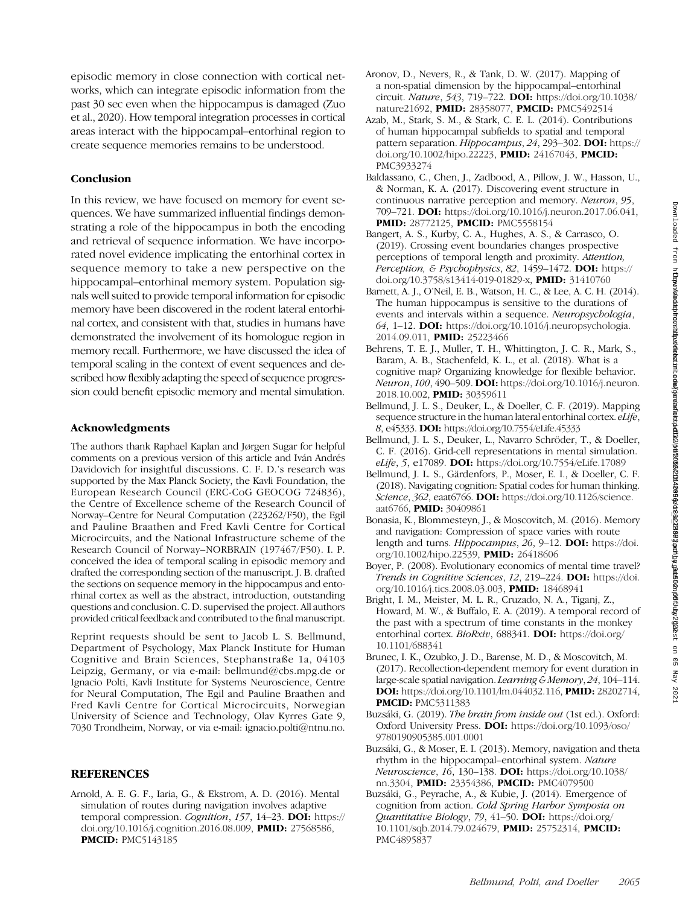episodic memory in close connection with cortical networks, which can integrate episodic information from the past 30 sec even when the hippocampus is damaged (Zuo et al., 2020). How temporal integration processes in cortical areas interact with the hippocampal–entorhinal region to create sequence memories remains to be understood.

### Conclusion

In this review, we have focused on memory for event sequences. We have summarized influential findings demonstrating a role of the hippocampus in both the encoding and retrieval of sequence information. We have incorporated novel evidence implicating the entorhinal cortex in sequence memory to take a new perspective on the hippocampal–entorhinal memory system. Population signals well suited to provide temporal information for episodic memory have been discovered in the rodent lateral entorhinal cortex, and consistent with that, studies in humans have demonstrated the involvement of its homologue region in memory recall. Furthermore, we have discussed the idea of temporal scaling in the context of event sequences and described how flexibly adapting the speed of sequence progression could benefit episodic memory and mental simulation.

### Acknowledgments

The authors thank Raphael Kaplan and Jørgen Sugar for helpful comments on a previous version of this article and Iván Andrés Davidovich for insightful discussions. C. F. D.'s research was supported by the Max Planck Society, the Kavli Foundation, the European Research Council (ERC-CoG GEOCOG 724836), the Centre of Excellence scheme of the Research Council of Norway–Centre for Neural Computation (223262/F50), the Egil and Pauline Braathen and Fred Kavli Centre for Cortical Microcircuits, and the National Infrastructure scheme of the Research Council of Norway–NORBRAIN (197467/F50). I. P. conceived the idea of temporal scaling in episodic memory and drafted the corresponding section of the manuscript. J. B. drafted the sections on sequence memory in the hippocampus and entorhinal cortex as well as the abstract, introduction, outstanding questions and conclusion. C. D. supervised the project. All authors provided critical feedback and contributed to the final manuscript.

Reprint requests should be sent to Jacob L. S. Bellmund, Department of Psychology, Max Planck Institute for Human Cognitive and Brain Sciences, Stephanstraße 1a, 04103 Leipzig, Germany, or via e-mail: bellmund@cbs.mpg.de or Ignacio Polti, Kavli Institute for Systems Neuroscience, Centre for Neural Computation, The Egil and Pauline Braathen and Fred Kavli Centre for Cortical Microcircuits, Norwegian University of Science and Technology, Olav Kyrres Gate 9, 7030 Trondheim, Norway, or via e-mail: ignacio.polti@ntnu.no.

## REFERENCES

Arnold, A. E. G. F., Iaria, G., & Ekstrom, A. D. (2016). Mental simulation of routes during navigation involves adaptive temporal compression. *Cognition*, *157*, 14–23. **DOI:** https://doi.org/10.1016/j.cognition.2016.08.009, **PMID:** 27568586, **PMCID:** PMC5143185

Aronov, D., Nevers, R., & Tank, D. W. (2017). Mapping of a non-spatial dimension by the hippocampal–entorhinal circuit. *Nature*, *543*, 719–722. **DOI:** https://doi.org/10.1038/nature21692, **PMID:** 28358077, **PMCID:** PMC5492514

Azab, M., Stark, S. M., & Stark, C. E. L. (2014). Contributions of human hippocampal subfields to spatial and temporal pattern separation. *Hippocampus*, *24*, 293–302. **DOI:** https://doi.org/10.1002/hipo.22223, **PMID:** 24167043, **PMCID:** PMC3933274

Baldassano, C., Chen, J., Zadbood, A., Pillow, J. W., Hasson, U., & Norman, K. A. (2017). Discovering event structure in continuous narrative perception and memory. *Neuron*, *95*, 709–721. **DOI:** https://doi.org/10.1016/j.neuron.2017.06.041, **PMID:** 28772125, **PMCID:** PMC5558154

Bangert, A. S., Kurby, C. A., Hughes, A. S., & Carrasco, O. (2019). Crossing event boundaries changes prospective perceptions of temporal length and proximity. *Attention, Perception, & Psychophysics*, *82*, 1459–1472. **DOI:** https://doi.org/10.3758/s13414-019-01829-x, **PMID:** 31410760

Barnett, A. J., O'Neil, E. B., Watson, H. C., & Lee, A. C. H. (2014). The human hippocampus is sensitive to the durations of events and intervals within a sequence. *Neuropsychologia*, *64*, 1–12. **DOI:** https://doi.org/10.1016/j.neuropsychologia.2014.09.011, **PMID:** 25223466

Behrens, T. E. J., Muller, T. H., Whittington, J. C. R., Mark, S., Baram, A. B., Stachenfeld, K. L., et al. (2018). What is a cognitive map? Organizing knowledge for flexible behavior. *Neuron*, *100*, 490–509. **DOI:** https://doi.org/10.1016/j.neuron.2018.10.002, **PMID:** 30359611

Bellmund, J. L. S., Deuker, L., & Doeller, C. F. (2019). Mapping sequence structure in the human lateral entorhinal cortex. *eLife*, *8*, e45333. **DOI:** https://doi.org/10.7554/eLife.45333

Bellmund, J. L. S., Deuker, L., Navarro Schröder, T., & Doeller, C. F. (2016). Grid-cell representations in mental simulation. *eLife*, *5*, e17089. **DOI:** https://doi.org/10.7554/eLife.17089

Bellmund, J. L. S., Gärdenfors, P., Moser, E. I., & Doeller, C. F. (2018). Navigating cognition: Spatial codes for human thinking. *Science*, *362*, eaat6766. **DOI:** https://doi.org/10.1126/science.aat6766, **PMID:** 30409861

Bonasia, K., Blommesteyn, J., & Moscovitch, M. (2016). Memory and navigation: Compression of space varies with route length and turns. *Hippocampus*, *26*, 9–12. **DOI:** https://doi.org/10.1002/hipo.22539, **PMID:** 26418606

Boyer, P. (2008). Evolutionary economics of mental time travel? *Trends in Cognitive Sciences*, *12*, 219–224. **DOI:** https://doi.org/10.1016/j.tics.2008.03.003, **PMID:** 18468941

Bright, I. M., Meister, M. L. R., Cruzado, N. A., Tiganj, Z., Howard, M. W., & Buffalo, E. A. (2019). A temporal record of the past with a spectrum of time constants in the monkey entorhinal cortex. *BioRxiv*, 688341. **DOI:** https://doi.org/10.1101/688341

Brunec, I. K., Ozubko, J. D., Barense, M. D., & Moscovitch, M. (2017). Recollection-dependent memory for event duration in large-scale spatial navigation. *Learning & Memory*, *24*, 104–114. **DOI:** https://doi.org/10.1101/lm.044032.116, **PMID:** 28202714, **PMCID:** PMC5311383

Buzsáki, G. (2019). *The brain from inside out* (1st ed.). Oxford: Oxford University Press. **DOI:** https://doi.org/10.1093/oso/9780190905385.001.0001

Buzsáki, G., & Moser, E. I. (2013). Memory, navigation and theta rhythm in the hippocampal–entorhinal system. *Nature Neuroscience*, *16*, 130–138. **DOI:** https://doi.org/10.1038/nn.3304, **PMID:** 23354386, **PMCID:** PMC4079500

Buzsáki, G., Peyrache, A., & Kubie, J. (2014). Emergence of cognition from action. *Cold Spring Harbor Symposia on Quantitative Biology*, *79*, 41–50. **DOI:** https://doi.org/10.1101/sqb.2014.79.024679, **PMID:** 25752314, **PMCID:** PMC4895837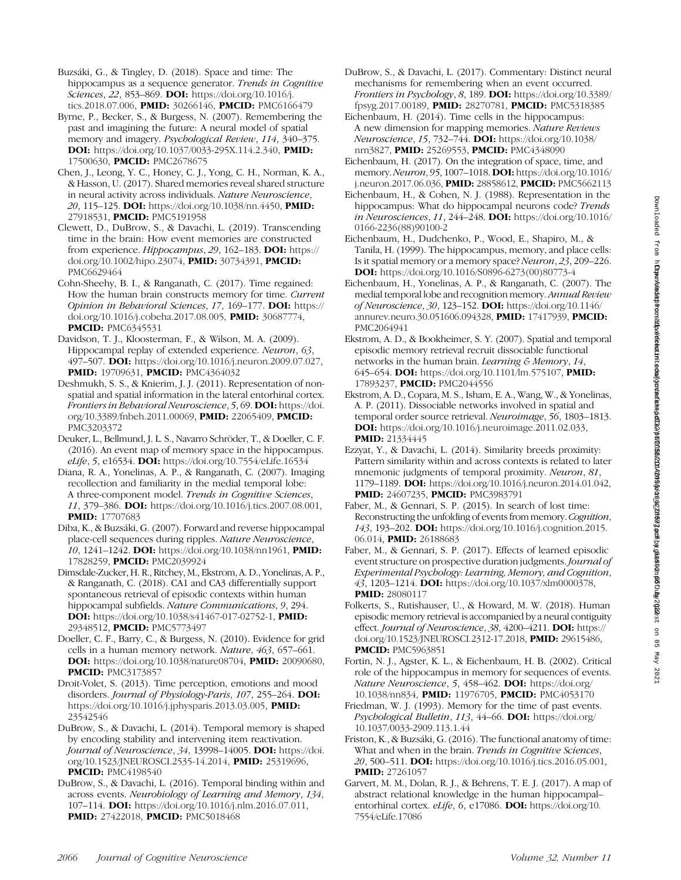Buzsáki, G., & Tingley, D. (2018). Space and time: The hippocampus as a sequence generator. *Trends in Cognitive Sciences*, *22*, 853–869. **DOI:** https://doi.org/10.1016/j.tics.2018.07.006, **PMID:** 30266146, **PMCID:** PMC6166479

Byrne, P., Becker, S., & Burgess, N. (2007). Remembering the past and imagining the future: A neural model of spatial memory and imagery. *Psychological Review*, *114*, 340–375. **DOI:** https://doi.org/10.1037/0033-295X.114.2.340, **PMID:** 17500630, **PMCID:** PMC2678675

Chen, J., Leong, Y. C., Honey, C. J., Yong, C. H., Norman, K. A., & Hasson, U. (2017). Shared memories reveal shared structure in neural activity across individuals. *Nature Neuroscience*, *20*, 115–125. **DOI:** https://doi.org/10.1038/nn.4450, **PMID:** 27918531, **PMCID:** PMC5191958

Clewett, D., DuBrow, S., & Davachi, L. (2019). Transcending time in the brain: How event memories are constructed from experience. *Hippocampus*, *29*, 162–183. **DOI:** https://doi.org/10.1002/hipo.23074, **PMID:** 30734391, **PMCID:** PMC6629464

Cohn-Sheehy, B. I., & Ranganath, C. (2017). Time regained: How the human brain constructs memory for time. *Current Opinion in Behavioral Sciences*, *17*, 169–177. **DOI:** https://doi.org/10.1016/j.cobeha.2017.08.005, **PMID:** 30687774, **PMCID:** PMC6345531

Davidson, T. J., Kloosterman, F., & Wilson, M. A. (2009). Hippocampal replay of extended experience. *Neuron*, *63*, 497–507. **DOI:** https://doi.org/10.1016/j.neuron.2009.07.027, **PMID:** 19709631, **PMCID:** PMC4364032

Deshmukh, S. S., & Knierim, J. J. (2011). Representation of non-spatial and spatial information in the lateral entorhinal cortex. *Frontiers in Behavioral Neuroscience*, *5*, 69. **DOI:** https://doi.org/10.3389/fnbeh.2011.00069, **PMID:** 22065409, **PMCID:** PMC3203372

Deuker, L., Bellmund, J. L. S., Navarro Schröder, T., & Doeller, C. F. (2016). An event map of memory space in the hippocampus. *eLife*, *5*, e16534. **DOI:** https://doi.org/10.7554/eLife.16534

Diana, R. A., Yonelinas, A. P., & Ranganath, C. (2007). Imaging recollection and familiarity in the medial temporal lobe: A three-component model. *Trends in Cognitive Sciences*, *11*, 379–386. **DOI:** https://doi.org/10.1016/j.tics.2007.08.001, **PMID:** 17707683

Diba, K., & Buzsáki, G. (2007). Forward and reverse hippocampal place-cell sequences during ripples. *Nature Neuroscience*, *10*, 1241–1242. **DOI:** https://doi.org/10.1038/nn1961, **PMID:** 17828259, **PMCID:** PMC2039924

Dimsdale-Zucker, H. R., Ritchey, M., Ekstrom, A. D., Yonelinas, A. P., & Ranganath, C. (2018). CA1 and CA3 differentially support spontaneous retrieval of episodic contexts within human hippocampal subfields. *Nature Communications*, *9*, 294. **DOI:** https://doi.org/10.1038/s41467-017-02752-1, **PMID:** 29348512, **PMCID:** PMC5773497

Doeller, C. F., Barry, C., & Burgess, N. (2010). Evidence for grid cells in a human memory network. *Nature*, *463*, 657–661. **DOI:** https://doi.org/10.1038/nature08704, **PMID:** 20090680, **PMCID:** PMC3173857

Droit-Volet, S. (2013). Time perception, emotions and mood disorders. *Journal of Physiology-Paris*, *107*, 255–264. **DOI:** https://doi.org/10.1016/j.jphysparis.2013.03.005, **PMID:** 23542546

DuBrow, S., & Davachi, L. (2014). Temporal memory is shaped by encoding stability and intervening item reactivation. *Journal of Neuroscience*, *34*, 13998–14005. **DOI:** https://doi.org/10.1523/JNEUROSCI.2535-14.2014, **PMID:** 25319696, **PMCID:** PMC4198540

DuBrow, S., & Davachi, L. (2016). Temporal binding within and across events. *Neurobiology of Learning and Memory*, *134*, 107–114. **DOI:** https://doi.org/10.1016/j.nlm.2016.07.011, **PMID:** 27422018, **PMCID:** PMC5018468

DuBrow, S., & Davachi, L. (2017). Commentary: Distinct neural mechanisms for remembering when an event occurred. *Frontiers in Psychology*, *8*, 189. **DOI:** https://doi.org/10.3389/fpsyg.2017.00189, **PMID:** 28270781, **PMCID:** PMC5318385

Eichenbaum, H. (2014). Time cells in the hippocampus: A new dimension for mapping memories. *Nature Reviews Neuroscience*, *15*, 732–744. **DOI:** https://doi.org/10.1038/nrn3827, **PMID:** 25269553, **PMCID:** PMC4348090

Eichenbaum, H. (2017). On the integration of space, time, and memory. *Neuron*, *95*, 1007–1018. **DOI:** https://doi.org/10.1016/j.neuron.2017.06.036, **PMID:** 28858612, **PMCID:** PMC5662113

Eichenbaum, H., & Cohen, N. J. (1988). Representation in the hippocampus: What do hippocampal neurons code? *Trends in Neurosciences*, *11*, 244–248. **DOI:** https://doi.org/10.1016/0166-2236(88)90100-2

Eichenbaum, H., Dudchenko, P., Wood, E., Shapiro, M., & Tanila, H. (1999). The hippocampus, memory, and place cells: Is it spatial memory or a memory space? *Neuron*, *23*, 209–226. **DOI:** https://doi.org/10.1016/S0896-6273(00)80773-4

Eichenbaum, H., Yonelinas, A. P., & Ranganath, C. (2007). The medial temporal lobe and recognition memory. *Annual Review of Neuroscience*, *30*, 123–152. **DOI:** https://doi.org/10.1146/annurev.neuro.30.051606.094328, **PMID:** 17417939, **PMCID:** PMC2064941

Ekstrom, A. D., & Bookheimer, S. Y. (2007). Spatial and temporal episodic memory retrieval recruit dissociable functional networks in the human brain. *Learning & Memory*, *14*, 645–654. **DOI:** https://doi.org/10.1101/lm.575107, **PMID:** 17893237, **PMCID:** PMC2044556

Ekstrom, A. D., Copara, M. S., Isham, E. A., Wang, W., & Yonelinas, A. P. (2011). Dissociable networks involved in spatial and temporal order source retrieval. *Neuroimage*, *56*, 1803–1813. **DOI:** https://doi.org/10.1016/j.neuroimage.2011.02.033, **PMID:** 21334445

Ezzyat, Y., & Davachi, L. (2014). Similarity breeds proximity: Pattern similarity within and across contexts is related to later mnemonic judgments of temporal proximity. *Neuron*, *81*, 1179–1189. **DOI:** https://doi.org/10.1016/j.neuron.2014.01.042, **PMID:** 24607235, **PMCID:** PMC3983791

Faber, M., & Gennari, S. P. (2015). In search of lost time: Reconstructing the unfolding of events from memory. *Cognition*, *143*, 193–202. **DOI:** https://doi.org/10.1016/j.cognition.2015.06.014, **PMID:** 26188683

Faber, M., & Gennari, S. P. (2017). Effects of learned episodic event structure on prospective duration judgments. *Journal of Experimental Psychology: Learning, Memory, and Cognition*, *43*, 1203–1214. **DOI:** https://doi.org/10.1037/xlm0000378, **PMID:** 28080117

Folkerts, S., Rutishauser, U., & Howard, M. W. (2018). Human episodic memory retrieval is accompanied by a neural contiguity effect. *Journal of Neuroscience*, *38*, 4200–4211. **DOI:** https://doi.org/10.1523/JNEUROSCI.2312-17.2018, **PMID:** 29615486, **PMCID:** PMC5963851

Fortin, N. J., Agster, K. L., & Eichenbaum, H. B. (2002). Critical role of the hippocampus in memory for sequences of events. *Nature Neuroscience*, *5*, 458–462. **DOI:** https://doi.org/10.1038/nn834, **PMID:** 11976705, **PMCID:** PMC4053170

Friedman, W. J. (1993). Memory for the time of past events. *Psychological Bulletin*, *113*, 44–66. **DOI:** https://doi.org/10.1037/0033-2909.113.1.44

Friston, K., & Buzsáki, G. (2016). The functional anatomy of time: What and when in the brain. *Trends in Cognitive Sciences*, *20*, 500–511. **DOI:** https://doi.org/10.1016/j.tics.2016.05.001, **PMID:** 27261057

Garvert, M. M., Dolan, R. J., & Behrens, T. E. J. (2017). A map of abstract relational knowledge in the human hippocampal–entorhinal cortex. *eLife*, *6*, e17086. **DOI:** https://doi.org/10.7554/eLife.17086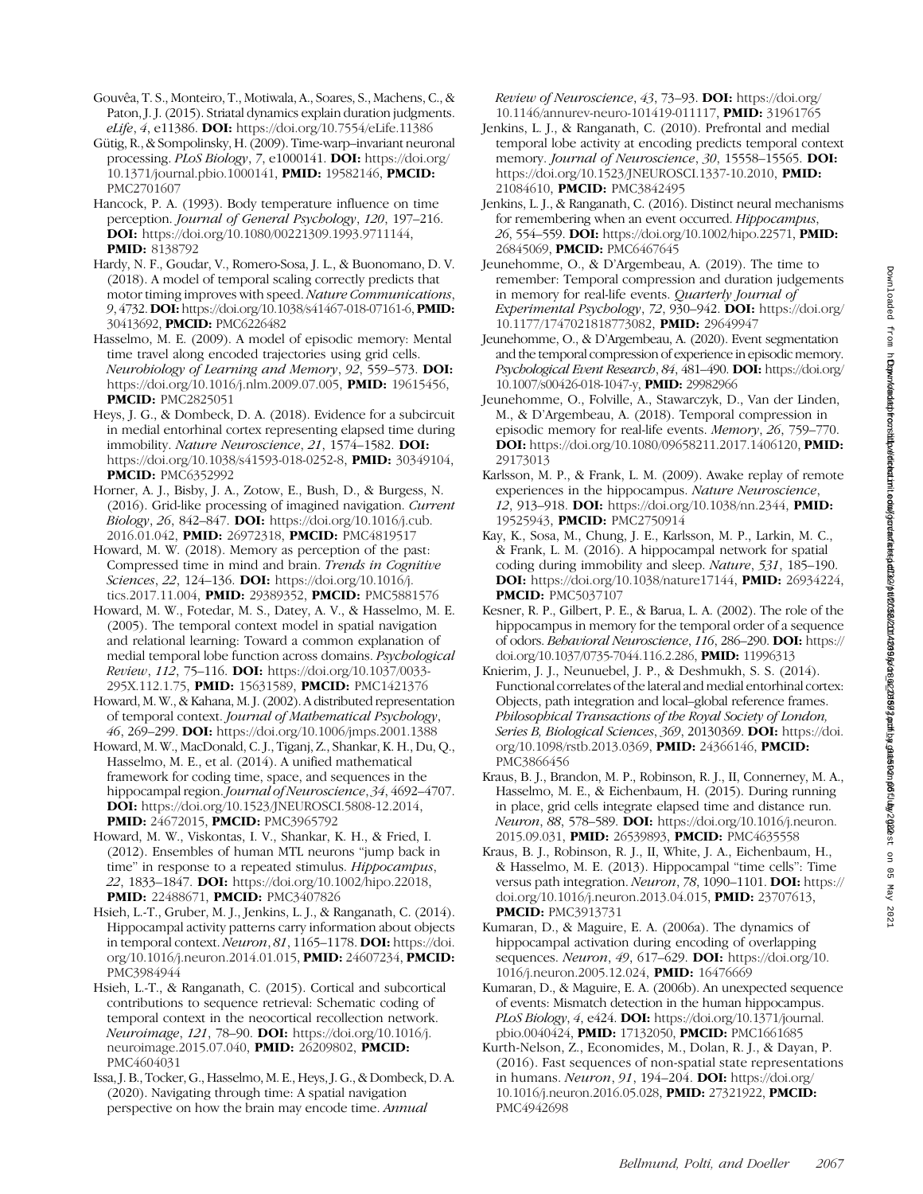Gouvêa, T. S., Monteiro, T., Motiwala, A., Soares, S., Machens, C., & Paton, J. J. (2015). Striatal dynamics explain duration judgments. *eLife*, *4*, e11386. **DOI:** https://doi.org/10.7554/eLife.11386

Gütig, R., & Sompolinsky, H. (2009). Time-warp–invariant neuronal processing. *PLoS Biology*, *7*, e1000141. **DOI:** https://doi.org/10.1371/journal.pbio.1000141, **PMID:** 19582146, **PMCID:** PMC2701607

Hancock, P. A. (1993). Body temperature influence on time perception. *Journal of General Psychology*, *120*, 197–216. **DOI:** https://doi.org/10.1080/00221309.1993.9711144, **PMID:** 8138792

Hardy, N. F., Goudar, V., Romero-Sosa, J. L., & Buonomano, D. V. (2018). A model of temporal scaling correctly predicts that motor timing improves with speed. *Nature Communications*, *9*, 4732. **DOI:** https://doi.org/10.1038/s41467-018-07161-6, **PMID:** 30413692, **PMCID:** PMC6226482

Hasselmo, M. E. (2009). A model of episodic memory: Mental time travel along encoded trajectories using grid cells. *Neurobiology of Learning and Memory*, *92*, 559–573. **DOI:** https://doi.org/10.1016/j.nlm.2009.07.005, **PMID:** 19615456, **PMCID:** PMC2825051

Heys, J. G., & Dombeck, D. A. (2018). Evidence for a subcircuit in medial entorhinal cortex representing elapsed time during immobility. *Nature Neuroscience*, *21*, 1574–1582. **DOI:** https://doi.org/10.1038/s41593-018-0252-8, **PMID:** 30349104, **PMCID:** PMC6352992

Horner, A. J., Bisby, J. A., Zotow, E., Bush, D., & Burgess, N. (2016). Grid-like processing of imagined navigation. *Current Biology*, *26*, 842–847. **DOI:** https://doi.org/10.1016/j.cub.2016.01.042, **PMID:** 26972318, **PMCID:** PMC4819517

Howard, M. W. (2018). Memory as perception of the past: Compressed time in mind and brain. *Trends in Cognitive Sciences*, *22*, 124–136. **DOI:** https://doi.org/10.1016/j.tics.2017.11.004, **PMID:** 29389352, **PMCID:** PMC5881576

Howard, M. W., Fotedar, M. S., Datey, A. V., & Hasselmo, M. E. (2005). The temporal context model in spatial navigation and relational learning: Toward a common explanation of medial temporal lobe function across domains. *Psychological Review*, *112*, 75–116. **DOI:** https://doi.org/10.1037/0033-295X.112.1.75, **PMID:** 15631589, **PMCID:** PMC1421376

Howard, M. W., & Kahana, M. J. (2002). A distributed representation of temporal context. *Journal of Mathematical Psychology*, *46*, 269–299. **DOI:** https://doi.org/10.1006/jmps.2001.1388

Howard, M. W., MacDonald, C. J., Tiganj, Z., Shankar, K. H., Du, Q., Hasselmo, M. E., et al. (2014). A unified mathematical framework for coding time, space, and sequences in the hippocampal region. *Journal of Neuroscience*, *34*, 4692–4707. **DOI:** https://doi.org/10.1523/JNEUROSCI.5808-12.2014, **PMID:** 24672015, **PMCID:** PMC3965792

Howard, M. W., Viskontas, I. V., Shankar, K. H., & Fried, I. (2012). Ensembles of human MTL neurons "jump back in time" in response to a repeated stimulus. *Hippocampus*, *22*, 1833–1847. **DOI:** https://doi.org/10.1002/hipo.22018, **PMID:** 22488671, **PMCID:** PMC3407826

Hsieh, L.-T., Gruber, M. J., Jenkins, L. J., & Ranganath, C. (2014). Hippocampal activity patterns carry information about objects in temporal context. *Neuron*, *81*, 1165–1178. **DOI:** https://doi.org/10.1016/j.neuron.2014.01.015, **PMID:** 24607234, **PMCID:** PMC3984944

Hsieh, L.-T., & Ranganath, C. (2015). Cortical and subcortical contributions to sequence retrieval: Schematic coding of temporal context in the neocortical recollection network. *Neuroimage*, *121*, 78–90. **DOI:** https://doi.org/10.1016/j.neuroimage.2015.07.040, **PMID:** 26209802, **PMCID:** PMC4604031

Issa, J. B., Tocker, G., Hasselmo, M. E., Heys, J. G., & Dombeck, D. A. (2020). Navigating through time: A spatial navigation perspective on how the brain may encode time. *Annual Review of Neuroscience*, *43*, 73–93. **DOI:** https://doi.org/10.1146/annurev-neuro-101419-011117, **PMID:** 31961765

Jenkins, L. J., & Ranganath, C. (2010). Prefrontal and medial temporal lobe activity at encoding predicts temporal context memory. *Journal of Neuroscience*, *30*, 15558–15565. **DOI:** https://doi.org/10.1523/JNEUROSCI.1337-10.2010, **PMID:** 21084610, **PMCID:** PMC3842495

Jenkins, L. J., & Ranganath, C. (2016). Distinct neural mechanisms for remembering when an event occurred. *Hippocampus*, *26*, 554–559. **DOI:** https://doi.org/10.1002/hipo.22571, **PMID:** 26845069, **PMCID:** PMC6467645

Jeunehomme, O., & D'Argembeau, A. (2019). The time to remember: Temporal compression and duration judgements in memory for real-life events. *Quarterly Journal of Experimental Psychology*, *72*, 930–942. **DOI:** https://doi.org/10.1177/1747021818773082, **PMID:** 29649947

Jeunehomme, O., & D'Argembeau, A. (2020). Event segmentation and the temporal compression of experience in episodic memory. *Psychological Event Research*, *84*, 481–490. **DOI:** https://doi.org/10.1007/s00426-018-1047-y, **PMID:** 29982966

Jeunehomme, O., Folville, A., Stawarczyk, D., Van der Linden, M., & D'Argembeau, A. (2018). Temporal compression in episodic memory for real-life events. *Memory*, *26*, 759–770. **DOI:** https://doi.org/10.1080/09658211.2017.1406120, **PMID:** 29173013

Karlsson, M. P., & Frank, L. M. (2009). Awake replay of remote experiences in the hippocampus. *Nature Neuroscience*, *12*, 913–918. **DOI:** https://doi.org/10.1038/nn.2344, **PMID:** 19525943, **PMCID:** PMC2750914

Kay, K., Sosa, M., Chung, J. E., Karlsson, M. P., Larkin, M. C., & Frank, L. M. (2016). A hippocampal network for spatial coding during immobility and sleep. *Nature*, *531*, 185–190. **DOI:** https://doi.org/10.1038/nature17144, **PMID:** 26934224, **PMCID:** PMC5037107

Kesner, R. P., Gilbert, P. E., & Barua, L. A. (2002). The role of the hippocampus in memory for the temporal order of a sequence of odors. *Behavioral Neuroscience*, *116*, 286–290. **DOI:** https://doi.org/10.1037/0735-7044.116.2.286, **PMID:** 11996313

Knierim, J. J., Neunuebel, J. P., & Deshmukh, S. S. (2014). Functional correlates of the lateral and medial entorhinal cortex: Objects, path integration and local–global reference frames. *Philosophical Transactions of the Royal Society of London, Series B, Biological Sciences*, *369*, 20130369. **DOI:** https://doi.org/10.1098/rstb.2013.0369, **PMID:** 24366146, **PMCID:** PMC3866456

Kraus, B. J., Brandon, M. P., Robinson, R. J., II, Connerney, M. A., Hasselmo, M. E., & Eichenbaum, H. (2015). During running in place, grid cells integrate elapsed time and distance run. *Neuron*, *88*, 578–589. **DOI:** https://doi.org/10.1016/j.neuron.2015.09.031, **PMID:** 26539893, **PMCID:** PMC4635558

Kraus, B. J., Robinson, R. J., II, White, J. A., Eichenbaum, H., & Hasselmo, M. E. (2013). Hippocampal "time cells": Time versus path integration. *Neuron*, *78*, 1090–1101. **DOI:** https://doi.org/10.1016/j.neuron.2013.04.015, **PMID:** 23707613, **PMCID:** PMC3913731

Kumaran, D., & Maguire, E. A. (2006a). The dynamics of hippocampal activation during encoding of overlapping sequences. *Neuron*, *49*, 617–629. **DOI:** https://doi.org/10.1016/j.neuron.2005.12.024, **PMID:** 16476669

Kumaran, D., & Maguire, E. A. (2006b). An unexpected sequence of events: Mismatch detection in the human hippocampus. *PLoS Biology*, *4*, e424. **DOI:** https://doi.org/10.1371/journal.pbio.0040424, **PMID:** 17132050, **PMCID:** PMC1661685

Kurth-Nelson, Z., Economides, M., Dolan, R. J., & Dayan, P. (2016). Fast sequences of non-spatial state representations in humans. *Neuron*, *91*, 194–204. **DOI:** https://doi.org/10.1016/j.neuron.2016.05.028, **PMID:** 27321922, **PMCID:** PMC4942698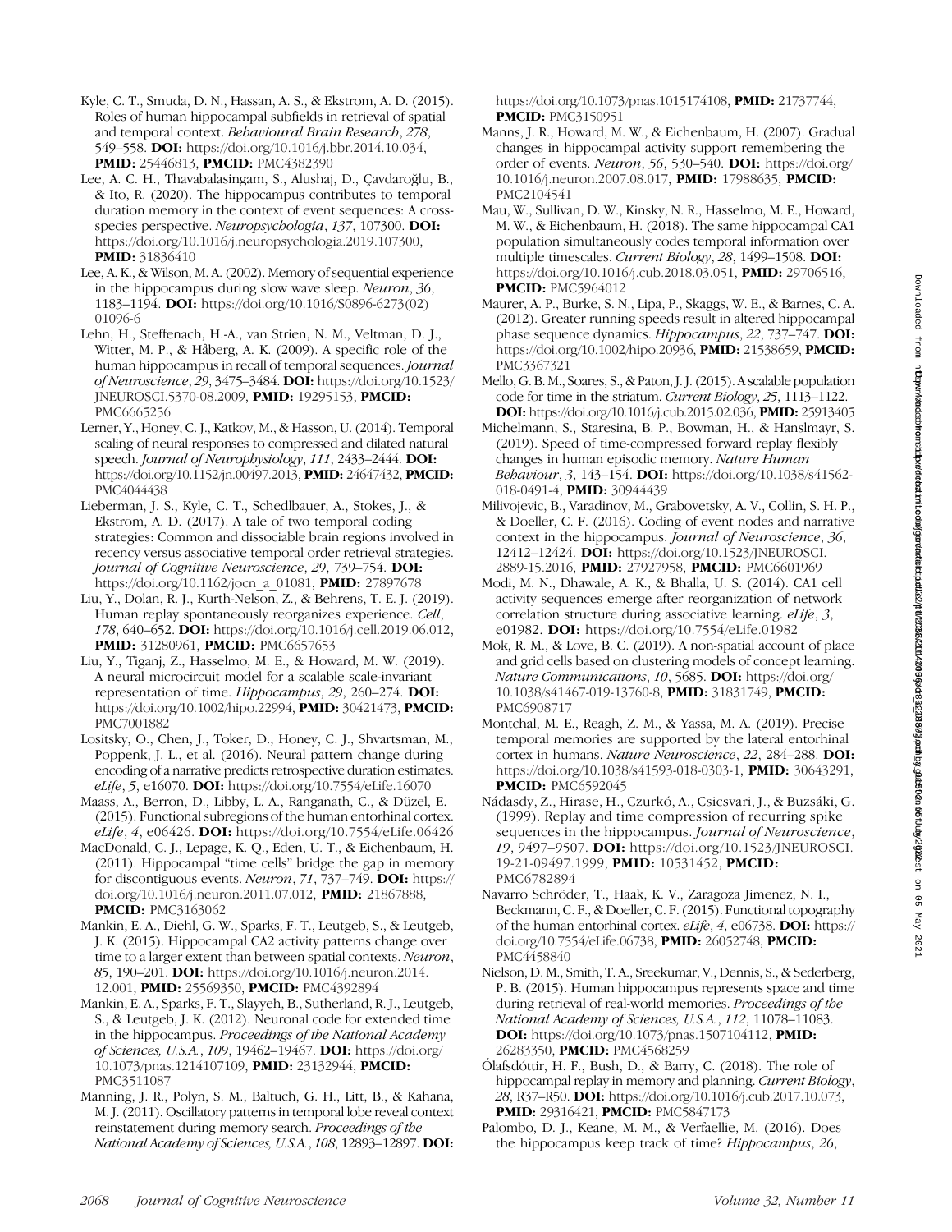Kyle, C. T., Smuda, D. N., Hassan, A. S., & Ekstrom, A. D. (2015). Roles of human hippocampal subfields in retrieval of spatial and temporal context. *Behavioural Brain Research*, *278*, 549–558. **DOI:** https://doi.org/10.1016/j.bbr.2014.10.034, **PMID:** 25446813, **PMCID:** PMC4382390

Lee, A. C. H., Thavabalasingam, S., Alushaj, D., Çavdaroğlu, B., & Ito, R. (2020). The hippocampus contributes to temporal duration memory in the context of event sequences: A cross-species perspective. *Neuropsychologia*, *137*, 107300. **DOI:** https://doi.org/10.1016/j.neuropsychologia.2019.107300, **PMID:** 31836410

Lee, A. K., & Wilson, M. A. (2002). Memory of sequential experience in the hippocampus during slow wave sleep. *Neuron*, *36*, 1183–1194. **DOI:** https://doi.org/10.1016/S0896-6273(02)01096-6

Lehn, H., Steffenach, H.-A., van Strien, N. M., Veltman, D. J., Witter, M. P., & Håberg, A. K. (2009). A specific role of the human hippocampus in recall of temporal sequences. *Journal of Neuroscience*, *29*, 3475–3484. **DOI:** https://doi.org/10.1523/JNEUROSCI.5370-08.2009, **PMID:** 19295153, **PMCID:** PMC6665256

Lerner, Y., Honey, C. J., Katkov, M., & Hasson, U. (2014). Temporal scaling of neural responses to compressed and dilated natural speech. *Journal of Neurophysiology*, *111*, 2433–2444. **DOI:** https://doi.org/10.1152/jn.00497.2013, **PMID:** 24647432, **PMCID:** PMC4044438

Lieberman, J. S., Kyle, C. T., Schedlbauer, A., Stokes, J., & Ekstrom, A. D. (2017). A tale of two temporal coding strategies: Common and dissociable brain regions involved in recency versus associative temporal order retrieval strategies. *Journal of Cognitive Neuroscience*, *29*, 739–754. **DOI:** https://doi.org/10.1162/jocn_a_01081, **PMID:** 27897678

Liu, Y., Dolan, R. J., Kurth-Nelson, Z., & Behrens, T. E. J. (2019). Human replay spontaneously reorganizes experience. *Cell*, *178*, 640–652. **DOI:** https://doi.org/10.1016/j.cell.2019.06.012, **PMID:** 31280961, **PMCID:** PMC6657653

Liu, Y., Tiganj, Z., Hasselmo, M. E., & Howard, M. W. (2019). A neural microcircuit model for a scalable scale-invariant representation of time. *Hippocampus*, *29*, 260–274. **DOI:** https://doi.org/10.1002/hipo.22994, **PMID:** 30421473, **PMCID:** PMC7001882

Lositsky, O., Chen, J., Toker, D., Honey, C. J., Shvartsman, M., Poppenk, J. L., et al. (2016). Neural pattern change during encoding of a narrative predicts retrospective duration estimates. *eLife*, *5*, e16070. **DOI:** https://doi.org/10.7554/eLife.16070

Maass, A., Berron, D., Libby, L. A., Ranganath, C., & Düzel, E. (2015). Functional subregions of the human entorhinal cortex. *eLife*, *4*, e06426. **DOI:** https://doi.org/10.7554/eLife.06426

MacDonald, C. J., Lepage, K. Q., Eden, U. T., & Eichenbaum, H. (2011). Hippocampal "time cells" bridge the gap in memory for discontiguous events. *Neuron*, *71*, 737–749. **DOI:** https://doi.org/10.1016/j.neuron.2011.07.012, **PMID:** 21867888, **PMCID:** PMC3163062

Mankin, E. A., Diehl, G. W., Sparks, F. T., Leutgeb, S., & Leutgeb, J. K. (2015). Hippocampal CA2 activity patterns change over time to a larger extent than between spatial contexts. *Neuron*, *85*, 190–201. **DOI:** https://doi.org/10.1016/j.neuron.2014.12.001, **PMID:** 25569350, **PMCID:** PMC4392894

Mankin, E. A., Sparks, F. T., Slayyeh, B., Sutherland, R. J., Leutgeb, S., & Leutgeb, J. K. (2012). Neuronal code for extended time in the hippocampus. *Proceedings of the National Academy of Sciences, U.S.A.*, *109*, 19462–19467. **DOI:** https://doi.org/10.1073/pnas.1214107109, **PMID:** 23132944, **PMCID:** PMC3511087

Manning, J. R., Polyn, S. M., Baltuch, G. H., Litt, B., & Kahana, M. J. (2011). Oscillatory patterns in temporal lobe reveal context reinstatement during memory search. *Proceedings of the National Academy of Sciences, U.S.A.*, *108*, 12893–12897. **DOI:** https://doi.org/10.1073/pnas.1015174108, **PMID:** 21737744, **PMCID:** PMC3150951

Manns, J. R., Howard, M. W., & Eichenbaum, H. (2007). Gradual changes in hippocampal activity support remembering the order of events. *Neuron*, *56*, 530–540. **DOI:** https://doi.org/10.1016/j.neuron.2007.08.017, **PMID:** 17988635, **PMCID:** PMC2104541

Mau, W., Sullivan, D. W., Kinsky, N. R., Hasselmo, M. E., Howard, M. W., & Eichenbaum, H. (2018). The same hippocampal CA1 population simultaneously codes temporal information over multiple timescales. *Current Biology*, *28*, 1499–1508. **DOI:** https://doi.org/10.1016/j.cub.2018.03.051, **PMID:** 29706516, **PMCID:** PMC5964012

Maurer, A. P., Burke, S. N., Lipa, P., Skaggs, W. E., & Barnes, C. A. (2012). Greater running speeds result in altered hippocampal phase sequence dynamics. *Hippocampus*, *22*, 737–747. **DOI:** https://doi.org/10.1002/hipo.20936, **PMID:** 21538659, **PMCID:** PMC3367321

Mello, G. B. M., Soares, S., & Paton, J. J. (2015). A scalable population code for time in the striatum. *Current Biology*, *25*, 1113–1122. **DOI:** https://doi.org/10.1016/j.cub.2015.02.036, **PMID:** 25913405

Michelmann, S., Staresina, B. P., Bowman, H., & Hanslmayr, S. (2019). Speed of time-compressed forward replay flexibly changes in human episodic memory. *Nature Human Behaviour*, *3*, 143–154. **DOI:** https://doi.org/10.1038/s41562-018-0491-4, **PMID:** 30944439

Milivojevic, B., Varadinov, M., Grabovetsky, A. V., Collin, S. H. P., & Doeller, C. F. (2016). Coding of event nodes and narrative context in the hippocampus. *Journal of Neuroscience*, *36*, 12412–12424. **DOI:** https://doi.org/10.1523/JNEUROSCI.2889-15.2016, **PMID:** 27927958, **PMCID:** PMC6601969

Modi, M. N., Dhawale, A. K., & Bhalla, U. S. (2014). CA1 cell activity sequences emerge after reorganization of network correlation structure during associative learning. *eLife*, *3*, e01982. **DOI:** https://doi.org/10.7554/eLife.01982

Mok, R. M., & Love, B. C. (2019). A non-spatial account of place and grid cells based on clustering models of concept learning. *Nature Communications*, *10*, 5685. **DOI:** https://doi.org/10.1038/s41467-019-13760-8, **PMID:** 31831749, **PMCID:** PMC6908717

Montchal, M. E., Reagh, Z. M., & Yassa, M. A. (2019). Precise temporal memories are supported by the lateral entorhinal cortex in humans. *Nature Neuroscience*, *22*, 284–288. **DOI:** https://doi.org/10.1038/s41593-018-0303-1, **PMID:** 30643291, **PMCID:** PMC6592045

Nádasdy, Z., Hirase, H., Czurkó, A., Csicsvari, J., & Buzsáki, G. (1999). Replay and time compression of recurring spike sequences in the hippocampus. *Journal of Neuroscience*, *19*, 9497–9507. **DOI:** https://doi.org/10.1523/JNEUROSCI.19-21-09497.1999, **PMID:** 10531452, **PMCID:** PMC6782894

Navarro Schröder, T., Haak, K. V., Zaragoza Jimenez, N. I., Beckmann, C. F., & Doeller, C. F. (2015). Functional topography of the human entorhinal cortex. *eLife*, *4*, e06738. **DOI:** https://doi.org/10.7554/eLife.06738, **PMID:** 26052748, **PMCID:** PMC4458840

Nielson, D. M., Smith, T. A., Sreekumar, V., Dennis, S., & Sederberg, P. B. (2015). Human hippocampus represents space and time during retrieval of real-world memories. *Proceedings of the National Academy of Sciences, U.S.A.*, *112*, 11078–11083. **DOI:** https://doi.org/10.1073/pnas.1507104112, **PMID:** 26283350, **PMCID:** PMC4568259

Ólafsdóttir, H. F., Bush, D., & Barry, C. (2018). The role of hippocampal replay in memory and planning. *Current Biology*, *28*, R37–R50. **DOI:** https://doi.org/10.1016/j.cub.2017.10.073, **PMID:** 29316421, **PMCID:** PMC5847173

Palombo, D. J., Keane, M. M., & Verfaellie, M. (2016). Does the hippocampus keep track of time? *Hippocampus*, *26*,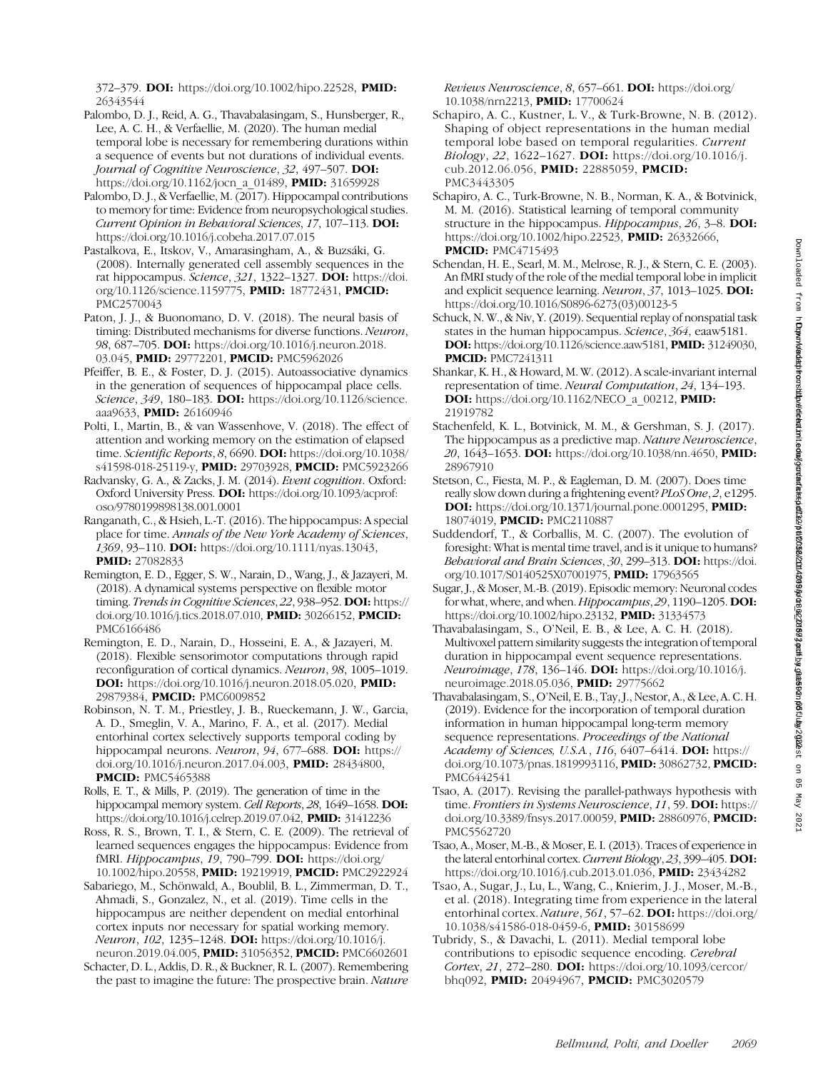372–379. **DOI:** https://doi.org/10.1002/hipo.22528, **PMID:** 26343544

Palombo, D. J., Reid, A. G., Thavabalasingam, S., Hunsberger, R., Lee, A. C. H., & Verfaellie, M. (2020). The human medial temporal lobe is necessary for remembering durations within a sequence of events but not durations of individual events. *Journal of Cognitive Neuroscience*, *32*, 497–507. **DOI:** https://doi.org/10.1162/jocn_a_01489, **PMID:** 31659928

Palombo, D. J., & Verfaellie, M. (2017). Hippocampal contributions to memory for time: Evidence from neuropsychological studies. *Current Opinion in Behavioral Sciences*, *17*, 107–113. **DOI:** https://doi.org/10.1016/j.cobeha.2017.07.015

Pastalkova, E., Itskov, V., Amarasingham, A., & Buzsáki, G. (2008). Internally generated cell assembly sequences in the rat hippocampus. *Science*, *321*, 1322–1327. **DOI:** https://doi.org/10.1126/science.1159775, **PMID:** 18772431, **PMCID:** PMC2570043

Paton, J. J., & Buonomano, D. V. (2018). The neural basis of timing: Distributed mechanisms for diverse functions. *Neuron*, *98*, 687–705. **DOI:** https://doi.org/10.1016/j.neuron.2018.03.045, **PMID:** 29772201, **PMCID:** PMC5962026

Pfeiffer, B. E., & Foster, D. J. (2015). Autoassociative dynamics in the generation of sequences of hippocampal place cells. *Science*, *349*, 180–183. **DOI:** https://doi.org/10.1126/science.aaa9633, **PMID:** 26160946

Polti, I., Martin, B., & van Wassenhove, V. (2018). The effect of attention and working memory on the estimation of elapsed time. *Scientific Reports*, *8*, 6690. **DOI:** https://doi.org/10.1038/s41598-018-25119-y, **PMID:** 29703928, **PMCID:** PMC5923266

Radvansky, G. A., & Zacks, J. M. (2014). *Event cognition*. Oxford: Oxford University Press. **DOI:** https://doi.org/10.1093/acprof:oso/9780199898138.001.0001

Ranganath, C., & Hsieh, L.-T. (2016). The hippocampus: A special place for time. *Annals of the New York Academy of Sciences*, *1369*, 93–110. **DOI:** https://doi.org/10.1111/nyas.13043, **PMID:** 27082833

Remington, E. D., Egger, S. W., Narain, D., Wang, J., & Jazayeri, M. (2018). A dynamical systems perspective on flexible motor timing. *Trends in Cognitive Sciences*, *22*, 938–952. **DOI:** https://doi.org/10.1016/j.tics.2018.07.010, **PMID:** 30266152, **PMCID:** PMC6166486

Remington, E. D., Narain, D., Hosseini, E. A., & Jazayeri, M. (2018). Flexible sensorimotor computations through rapid reconfiguration of cortical dynamics. *Neuron*, *98*, 1005–1019. **DOI:** https://doi.org/10.1016/j.neuron.2018.05.020, **PMID:** 29879384, **PMCID:** PMC6009852

Robinson, N. T. M., Priestley, J. B., Rueckemann, J. W., Garcia, A. D., Smeglin, V. A., Marino, F. A., et al. (2017). Medial entorhinal cortex selectively supports temporal coding by hippocampal neurons. *Neuron*, *94*, 677–688. **DOI:** https://doi.org/10.1016/j.neuron.2017.04.003, **PMID:** 28434800, **PMCID:** PMC5465388

Rolls, E. T., & Mills, P. (2019). The generation of time in the hippocampal memory system. *Cell Reports*, *28*, 1649–1658. **DOI:** https://doi.org/10.1016/j.celrep.2019.07.042, **PMID:** 31412236

Ross, R. S., Brown, T. I., & Stern, C. E. (2009). The retrieval of learned sequences engages the hippocampus: Evidence from fMRI. *Hippocampus*, *19*, 790–799. **DOI:** https://doi.org/10.1002/hipo.20558, **PMID:** 19219919, **PMCID:** PMC2922924

Sabariego, M., Schönwald, A., Boublil, B. L., Zimmerman, D. T., Ahmadi, S., Gonzalez, N., et al. (2019). Time cells in the hippocampus are neither dependent on medial entorhinal cortex inputs nor necessary for spatial working memory. *Neuron*, *102*, 1235–1248. **DOI:** https://doi.org/10.1016/j.neuron.2019.04.005, **PMID:** 31056352, **PMCID:** PMC6602601

Schacter, D. L., Addis, D. R., & Buckner, R. L. (2007). Remembering the past to imagine the future: The prospective brain. *Nature Reviews Neuroscience*, *8*, 657–661. **DOI:** https://doi.org/10.1038/nrn2213, **PMID:** 17700624

Schapiro, A. C., Kustner, L. V., & Turk-Browne, N. B. (2012). Shaping of object representations in the human medial temporal lobe based on temporal regularities. *Current Biology*, *22*, 1622–1627. **DOI:** https://doi.org/10.1016/j.cub.2012.06.056, **PMID:** 22885059, **PMCID:** PMC3443305

Schapiro, A. C., Turk-Browne, N. B., Norman, K. A., & Botvinick, M. M. (2016). Statistical learning of temporal community structure in the hippocampus. *Hippocampus*, *26*, 3–8. **DOI:** https://doi.org/10.1002/hipo.22523, **PMID:** 26332666, **PMCID:** PMC4715493

Schendan, H. E., Searl, M. M., Melrose, R. J., & Stern, C. E. (2003). An fMRI study of the role of the medial temporal lobe in implicit and explicit sequence learning. *Neuron*, *37*, 1013–1025. **DOI:** https://doi.org/10.1016/S0896-6273(03)00123-5

Schuck, N. W., & Niv, Y. (2019). Sequential replay of nonspatial task states in the human hippocampus. *Science*, *364*, eaaw5181. **DOI:** https://doi.org/10.1126/science.aaw5181, **PMID:** 31249030, **PMCID:** PMC7241311

Shankar, K. H., & Howard, M. W. (2012). A scale-invariant internal representation of time. *Neural Computation*, *24*, 134–193. **DOI:** https://doi.org/10.1162/NECO_a_00212, **PMID:** 21919782

Stachenfeld, K. L., Botvinick, M. M., & Gershman, S. J. (2017). The hippocampus as a predictive map. *Nature Neuroscience*, *20*, 1643–1653. **DOI:** https://doi.org/10.1038/nn.4650, **PMID:** 28967910

Stetson, C., Fiesta, M. P., & Eagleman, D. M. (2007). Does time really slow down during a frightening event? *PLoS One*, *2*, e1295. **DOI:** https://doi.org/10.1371/journal.pone.0001295, **PMID:** 18074019, **PMCID:** PMC2110887

Suddendorf, T., & Corballis, M. C. (2007). The evolution of foresight: What is mental time travel, and is it unique to humans? *Behavioral and Brain Sciences*, *30*, 299–313. **DOI:** https://doi.org/10.1017/S0140525X07001975, **PMID:** 17963565

Sugar, J., & Moser, M.-B. (2019). Episodic memory: Neuronal codes for what, where, and when. *Hippocampus*, *29*, 1190–1205. **DOI:** https://doi.org/10.1002/hipo.23132, **PMID:** 31334573

Thavabalasingam, S., O'Neil, E. B., & Lee, A. C. H. (2018). Multivoxel pattern similarity suggests the integration of temporal duration in hippocampal event sequence representations. *Neuroimage*, *178*, 136–146. **DOI:** https://doi.org/10.1016/j.neuroimage.2018.05.036, **PMID:** 29775662

Thavabalasingam, S., O'Neil, E. B., Tay, J., Nestor, A., & Lee, A. C. H. (2019). Evidence for the incorporation of temporal duration information in human hippocampal long-term memory sequence representations. *Proceedings of the National Academy of Sciences, U.S.A.*, *116*, 6407–6414. **DOI:** https://doi.org/10.1073/pnas.1819993116, **PMID:** 30862732, **PMCID:** PMC6442541

Tsao, A. (2017). Revising the parallel-pathways hypothesis with time. *Frontiers in Systems Neuroscience*, *11*, 59. **DOI:** https://doi.org/10.3389/fnsys.2017.00059, **PMID:** 28860976, **PMCID:** PMC5562720

Tsao, A., Moser, M.-B., & Moser, E. I. (2013). Traces of experience in the lateral entorhinal cortex. *Current Biology*, *23*, 399–405. **DOI:** https://doi.org/10.1016/j.cub.2013.01.036, **PMID:** 23434282

Tsao, A., Sugar, J., Lu, L., Wang, C., Knierim, J. J., Moser, M.-B., et al. (2018). Integrating time from experience in the lateral entorhinal cortex. *Nature*, *561*, 57–62. **DOI:** https://doi.org/10.1038/s41586-018-0459-6, **PMID:** 30158699

Tubridy, S., & Davachi, L. (2011). Medial temporal lobe contributions to episodic sequence encoding. *Cerebral Cortex*, *21*, 272–280. **DOI:** https://doi.org/10.1093/cercor/bhq092, **PMID:** 20494967, **PMCID:** PMC3020579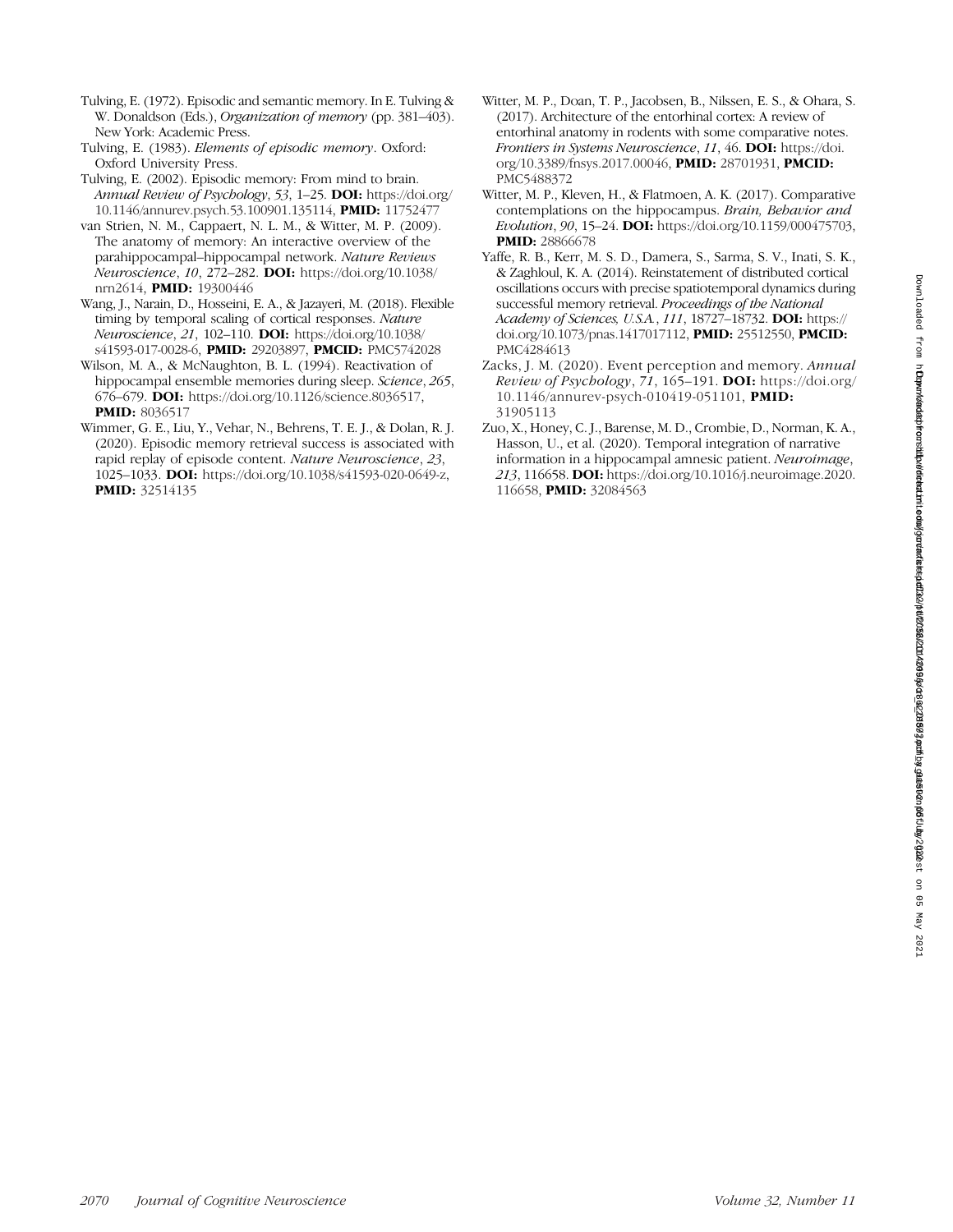Tulving, E. (1972). Episodic and semantic memory. In E. Tulving & W. Donaldson (Eds.), *Organization of memory* (pp. 381–403). New York: Academic Press.

Tulving, E. (1983). *Elements of episodic memory*. Oxford: Oxford University Press.

Tulving, E. (2002). Episodic memory: From mind to brain. *Annual Review of Psychology*, *53*, 1–25. **DOI:** https://doi.org/10.1146/annurev.psych.53.100901.135114, **PMID:** 11752477

van Strien, N. M., Cappaert, N. L. M., & Witter, M. P. (2009). The anatomy of memory: An interactive overview of the parahippocampal–hippocampal network. *Nature Reviews Neuroscience*, *10*, 272–282. **DOI:** https://doi.org/10.1038/nrn2614, **PMID:** 19300446

Wang, J., Narain, D., Hosseini, E. A., & Jazayeri, M. (2018). Flexible timing by temporal scaling of cortical responses. *Nature Neuroscience*, *21*, 102–110. **DOI:** https://doi.org/10.1038/s41593-017-0028-6, **PMID:** 29203897, **PMCID:** PMC5742028

Wilson, M. A., & McNaughton, B. L. (1994). Reactivation of hippocampal ensemble memories during sleep. *Science*, *265*, 676–679. **DOI:** https://doi.org/10.1126/science.8036517, **PMID:** 8036517

Wimmer, G. E., Liu, Y., Vehar, N., Behrens, T. E. J., & Dolan, R. J. (2020). Episodic memory retrieval success is associated with rapid replay of episode content. *Nature Neuroscience*, *23*, 1025–1033. **DOI:** https://doi.org/10.1038/s41593-020-0649-z, **PMID:** 32514135

Witter, M. P., Doan, T. P., Jacobsen, B., Nilssen, E. S., & Ohara, S. (2017). Architecture of the entorhinal cortex: A review of entorhinal anatomy in rodents with some comparative notes. *Frontiers in Systems Neuroscience*, *11*, 46. **DOI:** https://doi.org/10.3389/fnsys.2017.00046, **PMID:** 28701931, **PMCID:** PMC5488372

Witter, M. P., Kleven, H., & Flatmoen, A. K. (2017). Comparative contemplations on the hippocampus. *Brain, Behavior and Evolution*, *90*, 15–24. **DOI:** https://doi.org/10.1159/000475703, **PMID:** 28866678

Yaffe, R. B., Kerr, M. S. D., Damera, S., Sarma, S. V., Inati, S. K., & Zaghloul, K. A. (2014). Reinstatement of distributed cortical oscillations occurs with precise spatiotemporal dynamics during successful memory retrieval. *Proceedings of the National Academy of Sciences, U.S.A.*, *111*, 18727–18732. **DOI:** https://doi.org/10.1073/pnas.1417017112, **PMID:** 25512550, **PMCID:** PMC4284613

Zacks, J. M. (2020). Event perception and memory. *Annual Review of Psychology*, *71*, 165–191. **DOI:** https://doi.org/10.1146/annurev-psych-010419-051101, **PMID:** 31905113

Zuo, X., Honey, C. J., Barense, M. D., Crombie, D., Norman, K. A., Hasson, U., et al. (2020). Temporal integration of narrative information in a hippocampal amnesic patient. *Neuroimage*, *213*, 116658. **DOI:** https://doi.org/10.1016/j.neuroimage.2020.116658, **PMID:** 32084563